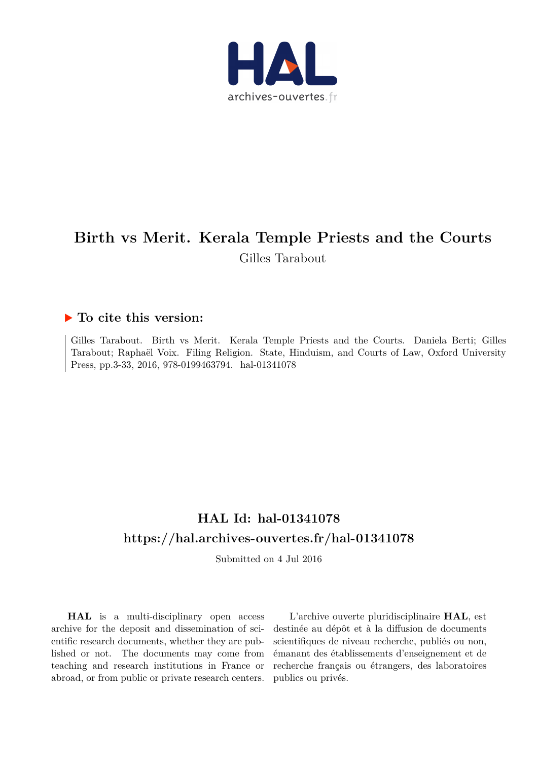# Birth vs Merit. Kerala Temple Priests and the Courts

Gilles Tarabout

## ▶ To cite this version:

Gilles Tarabout. Birth vs Merit. Kerala Temple Priests and the Courts. Daniela Berti; Gilles Tarabout; Raphaël Voix. Filing Religion. State, Hinduism, and Courts of Law, Oxford University Press, pp.3-33, 2016, 978-0199463794. hal-01341078

## HAL Id: hal-01341078
## https://hal.archives-ouvertes.fr/hal-01341078

Submitted on 4 Jul 2016

**HAL** is a multi-disciplinary open access archive for the deposit and dissemination of scientific research documents, whether they are published or not. The documents may come from teaching and research institutions in France or abroad, or from public or private research centers.

L'archive ouverte pluridisciplinaire **HAL**, est destinée au dépôt et à la diffusion de documents scientifiques de niveau recherche, publiés ou non, émanant des établissements d'enseignement et de recherche français ou étrangers, des laboratoires publics ou privés.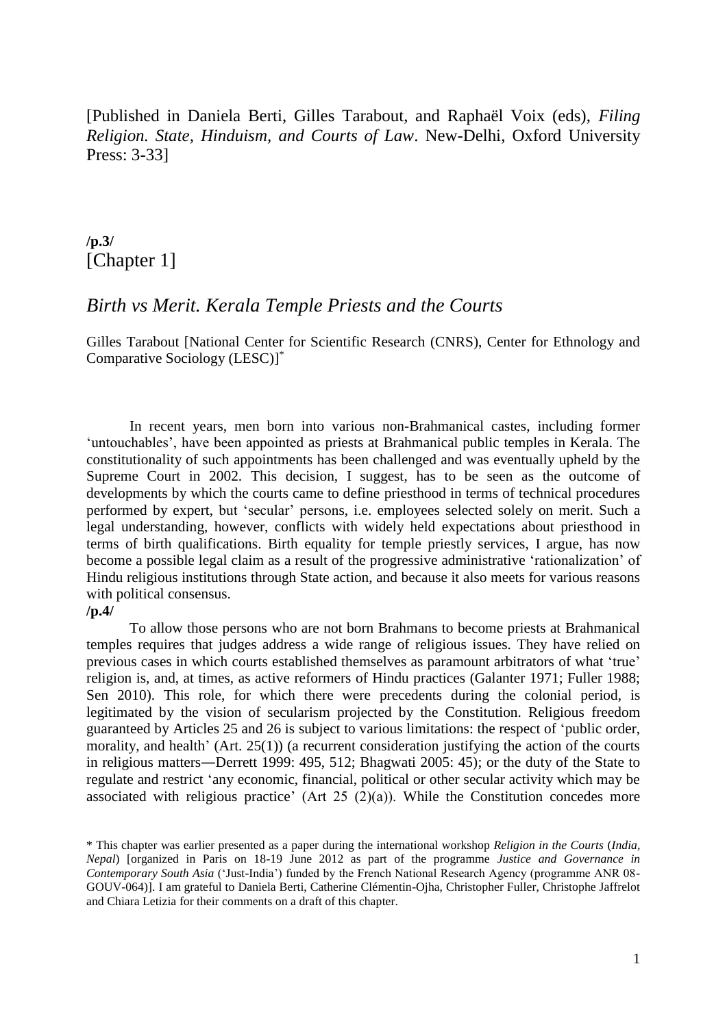[Published in Daniela Berti, Gilles Tarabout, and Raphaël Voix (eds), *Filing Religion. State, Hinduism, and Courts of Law*. New-Delhi, Oxford University Press: 3-33]

**/p.3/**
[Chapter 1]

## *Birth vs Merit. Kerala Temple Priests and the Courts*

Gilles Tarabout [National Center for Scientific Research (CNRS), Center for Ethnology and Comparative Sociology (LESC)]*

In recent years, men born into various non-Brahmanical castes, including former 'untouchables', have been appointed as priests at Brahmanical public temples in Kerala. The constitutionality of such appointments has been challenged and was eventually upheld by the Supreme Court in 2002. This decision, I suggest, has to be seen as the outcome of developments by which the courts came to define priesthood in terms of technical procedures performed by expert, but 'secular' persons, i.e. employees selected solely on merit. Such a legal understanding, however, conflicts with widely held expectations about priesthood in terms of birth qualifications. Birth equality for temple priestly services, I argue, has now become a possible legal claim as a result of the progressive administrative 'rationalization' of Hindu religious institutions through State action, and because it also meets for various reasons with political consensus.

**/p.4/**

To allow those persons who are not born Brahmans to become priests at Brahmanical temples requires that judges address a wide range of religious issues. They have relied on previous cases in which courts established themselves as paramount arbitrators of what 'true' religion is, and, at times, as active reformers of Hindu practices (Galanter 1971; Fuller 1988; Sen 2010). This role, for which there were precedents during the colonial period, is legitimated by the vision of secularism projected by the Constitution. Religious freedom guaranteed by Articles 25 and 26 is subject to various limitations: the respect of 'public order, morality, and health' (Art. 25(1)) (a recurrent consideration justifying the action of the courts in religious matters―Derrett 1999: 495, 512; Bhagwati 2005: 45); or the duty of the State to regulate and restrict 'any economic, financial, political or other secular activity which may be associated with religious practice' (Art 25 (2)(a)). While the Constitution concedes more

\* This chapter was earlier presented as a paper during the international workshop *Religion in the Courts* (*India, Nepal*) [organized in Paris on 18-19 June 2012 as part of the programme *Justice and Governance in Contemporary South Asia* ('Just-India') funded by the French National Research Agency (programme ANR 08-GOUV-064)]. I am grateful to Daniela Berti, Catherine Clémentin-Ojha, Christopher Fuller, Christophe Jaffrelot and Chiara Letizia for their comments on a draft of this chapter.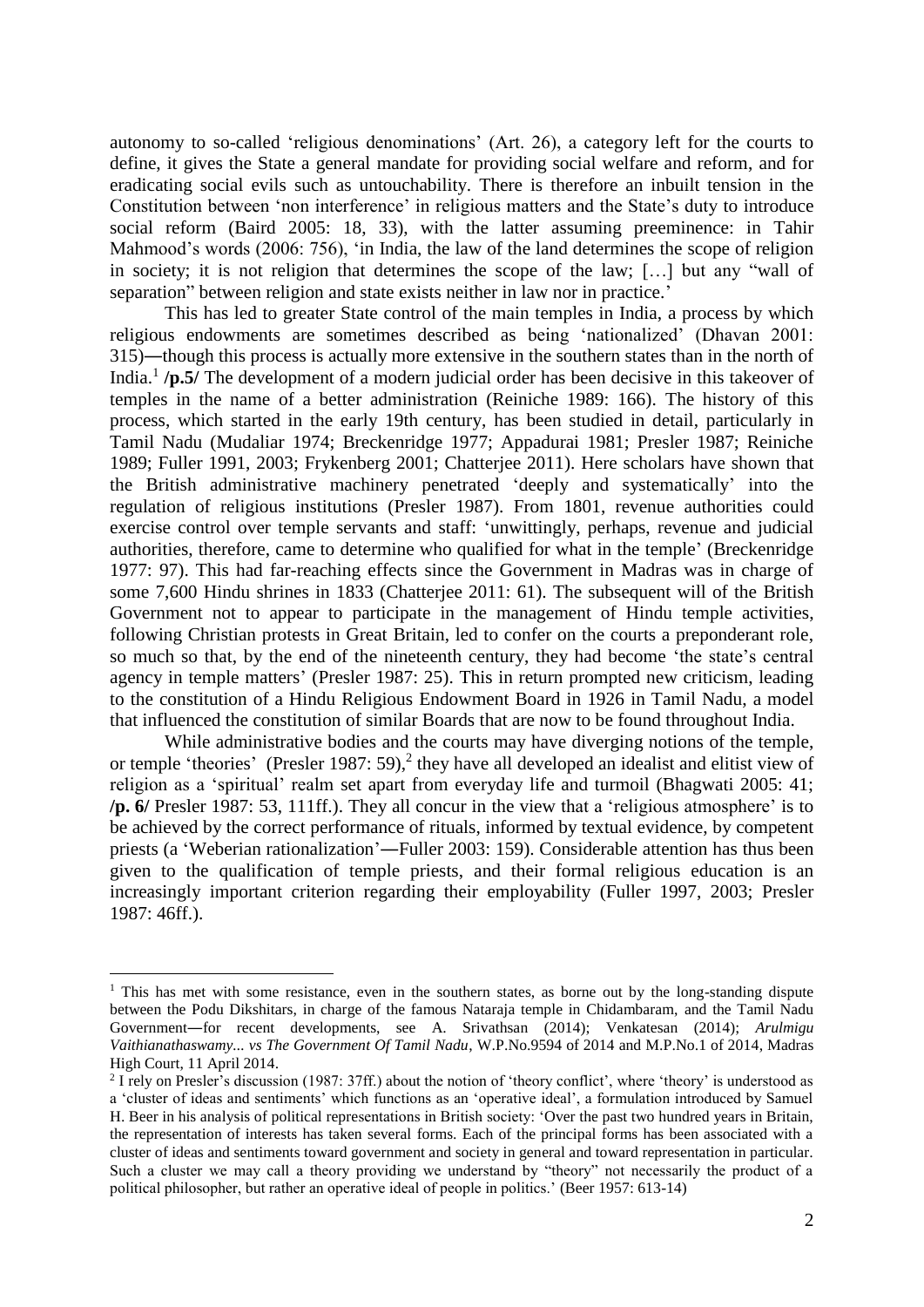autonomy to so-called 'religious denominations' (Art. 26), a category left for the courts to define, it gives the State a general mandate for providing social welfare and reform, and for eradicating social evils such as untouchability. There is therefore an inbuilt tension in the Constitution between 'non interference' in religious matters and the State's duty to introduce social reform (Baird 2005: 18, 33), with the latter assuming preeminence: in Tahir Mahmood's words (2006: 756), 'in India, the law of the land determines the scope of religion in society; it is not religion that determines the scope of the law; […] but any "wall of separation" between religion and state exists neither in law nor in practice.'

This has led to greater State control of the main temples in India, a process by which religious endowments are sometimes described as being 'nationalized' (Dhavan 2001: 315)―though this process is actually more extensive in the southern states than in the north of India.[1] **/p.5/** The development of a modern judicial order has been decisive in this takeover of temples in the name of a better administration (Reiniche 1989: 166). The history of this process, which started in the early 19th century, has been studied in detail, particularly in Tamil Nadu (Mudaliar 1974; Breckenridge 1977; Appadurai 1981; Presler 1987; Reiniche 1989; Fuller 1991, 2003; Frykenberg 2001; Chatterjee 2011). Here scholars have shown that the British administrative machinery penetrated 'deeply and systematically' into the regulation of religious institutions (Presler 1987). From 1801, revenue authorities could exercise control over temple servants and staff: 'unwittingly, perhaps, revenue and judicial authorities, therefore, came to determine who qualified for what in the temple' (Breckenridge 1977: 97). This had far-reaching effects since the Government in Madras was in charge of some 7,600 Hindu shrines in 1833 (Chatterjee 2011: 61). The subsequent will of the British Government not to appear to participate in the management of Hindu temple activities, following Christian protests in Great Britain, led to confer on the courts a preponderant role, so much so that, by the end of the nineteenth century, they had become 'the state's central agency in temple matters' (Presler 1987: 25). This in return prompted new criticism, leading to the constitution of a Hindu Religious Endowment Board in 1926 in Tamil Nadu, a model that influenced the constitution of similar Boards that are now to be found throughout India.

While administrative bodies and the courts may have diverging notions of the temple, or temple 'theories' (Presler 1987: 59),[2] they have all developed an idealist and elitist view of religion as a 'spiritual' realm set apart from everyday life and turmoil (Bhagwati 2005: 41; **/p. 6/** Presler 1987: 53, 111ff.). They all concur in the view that a 'religious atmosphere' is to be achieved by the correct performance of rituals, informed by textual evidence, by competent priests (a 'Weberian rationalization'―Fuller 2003: 159). Considerable attention has thus been given to the qualification of temple priests, and their formal religious education is an increasingly important criterion regarding their employability (Fuller 1997, 2003; Presler 1987: 46ff.).

---

[1] This has met with some resistance, even in the southern states, as borne out by the long-standing dispute between the Podu Dikshitars, in charge of the famous Nataraja temple in Chidambaram, and the Tamil Nadu Government―for recent developments, see A. Srivathsan (2014); Venkatesan (2014); *Arulmigu Vaithianathaswamy... vs The Government Of Tamil Nadu*, W.P.No.9594 of 2014 and M.P.No.1 of 2014, Madras High Court, 11 April 2014.

[2] I rely on Presler's discussion (1987: 37ff.) about the notion of 'theory conflict', where 'theory' is understood as a 'cluster of ideas and sentiments' which functions as an 'operative ideal', a formulation introduced by Samuel H. Beer in his analysis of political representations in British society: 'Over the past two hundred years in Britain, the representation of interests has taken several forms. Each of the principal forms has been associated with a cluster of ideas and sentiments toward government and society in general and toward representation in particular. Such a cluster we may call a theory providing we understand by "theory" not necessarily the product of a political philosopher, but rather an operative ideal of people in politics.' (Beer 1957: 613-14)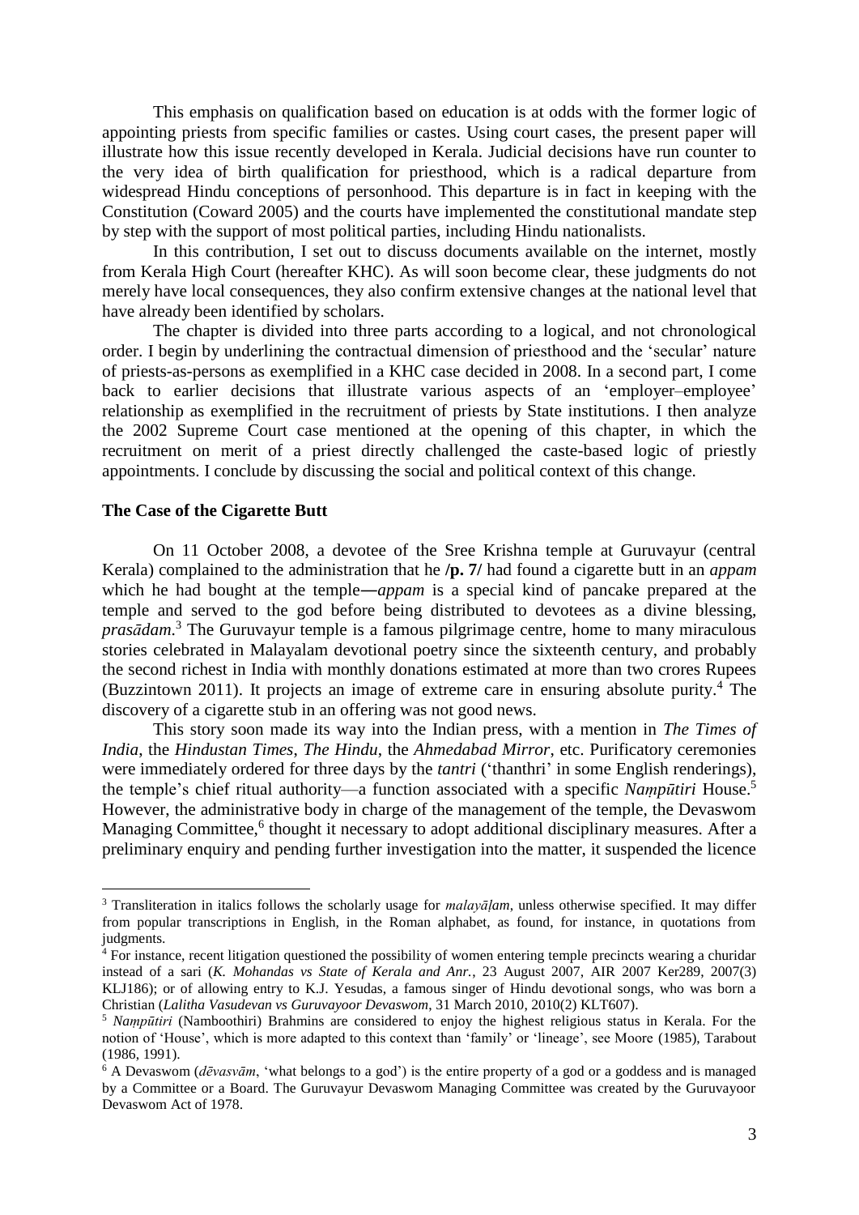This emphasis on qualification based on education is at odds with the former logic of appointing priests from specific families or castes. Using court cases, the present paper will illustrate how this issue recently developed in Kerala. Judicial decisions have run counter to the very idea of birth qualification for priesthood, which is a radical departure from widespread Hindu conceptions of personhood. This departure is in fact in keeping with the Constitution (Coward 2005) and the courts have implemented the constitutional mandate step by step with the support of most political parties, including Hindu nationalists.

In this contribution, I set out to discuss documents available on the internet, mostly from Kerala High Court (hereafter KHC). As will soon become clear, these judgments do not merely have local consequences, they also confirm extensive changes at the national level that have already been identified by scholars.

The chapter is divided into three parts according to a logical, and not chronological order. I begin by underlining the contractual dimension of priesthood and the 'secular' nature of priests-as-persons as exemplified in a KHC case decided in 2008. In a second part, I come back to earlier decisions that illustrate various aspects of an 'employer–employee' relationship as exemplified in the recruitment of priests by State institutions. I then analyze the 2002 Supreme Court case mentioned at the opening of this chapter, in which the recruitment on merit of a priest directly challenged the caste-based logic of priestly appointments. I conclude by discussing the social and political context of this change.

## The Case of the Cigarette Butt

On 11 October 2008, a devotee of the Sree Krishna temple at Guruvayur (central Kerala) complained to the administration that he **/p. 7/** had found a cigarette butt in an *appam* which he had bought at the temple—*appam* is a special kind of pancake prepared at the temple and served to the god before being distributed to devotees as a divine blessing, *prasādam*.[3] The Guruvayur temple is a famous pilgrimage centre, home to many miraculous stories celebrated in Malayalam devotional poetry since the sixteenth century, and probably the second richest in India with monthly donations estimated at more than two crores Rupees (Buzzintown 2011). It projects an image of extreme care in ensuring absolute purity.[4] The discovery of a cigarette stub in an offering was not good news.

This story soon made its way into the Indian press, with a mention in *The Times of India*, the *Hindustan Times*, *The Hindu*, the *Ahmedabad Mirror*, etc. Purificatory ceremonies were immediately ordered for three days by the *tantri* ('thanthri' in some English renderings), the temple's chief ritual authority—a function associated with a specific *Naṃpūtiri* House.[5] However, the administrative body in charge of the management of the temple, the Devaswom Managing Committee,[6] thought it necessary to adopt additional disciplinary measures. After a preliminary enquiry and pending further investigation into the matter, it suspended the licence

---

[3] Transliteration in italics follows the scholarly usage for *malayāḷam*, unless otherwise specified. It may differ from popular transcriptions in English, in the Roman alphabet, as found, for instance, in quotations from judgments.

[4] For instance, recent litigation questioned the possibility of women entering temple precincts wearing a churidar instead of a sari (*K. Mohandas vs State of Kerala and Anr.*, 23 August 2007, AIR 2007 Ker289, 2007(3) KLJ186); or of allowing entry to K.J. Yesudas, a famous singer of Hindu devotional songs, who was born a Christian (*Lalitha Vasudevan vs Guruvayoor Devaswom*, 31 March 2010, 2010(2) KLT607).

[5] *Naṃpūtiri* (Namboothiri) Brahmins are considered to enjoy the highest religious status in Kerala. For the notion of 'House', which is more adapted to this context than 'family' or 'lineage', see Moore (1985), Tarabout (1986, 1991).

[6] A Devaswom (*dēvasvām*, 'what belongs to a god') is the entire property of a god or a goddess and is managed by a Committee or a Board. The Guruvayur Devaswom Managing Committee was created by the Guruvayoor Devaswom Act of 1978.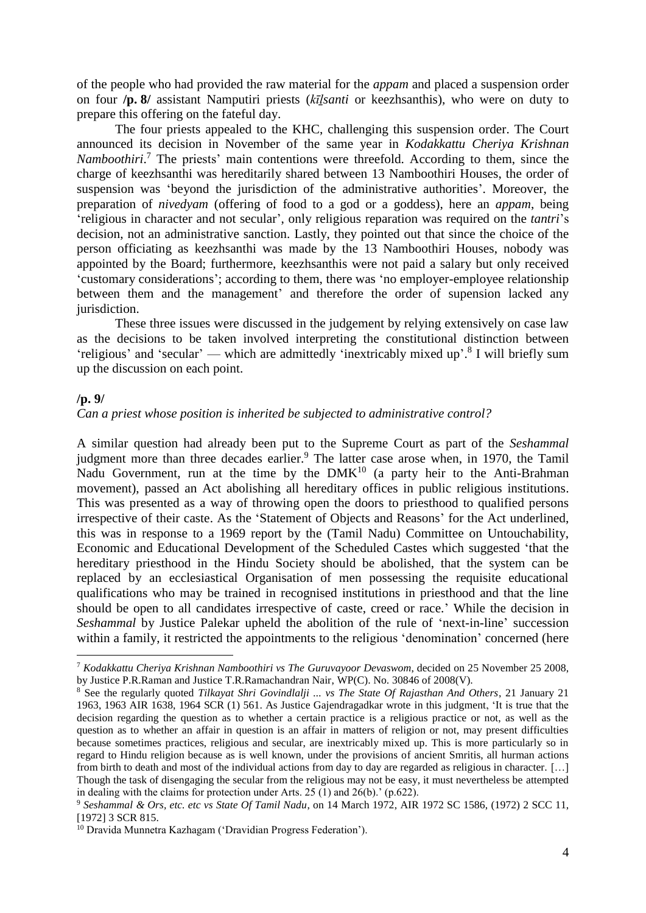of the people who had provided the raw material for the *appam* and placed a suspension order on four **/p. 8/** assistant Namputiri priests (*kīḻsanti* or keezhsanthis), who were on duty to prepare this offering on the fateful day.

The four priests appealed to the KHC, challenging this suspension order. The Court announced its decision in November of the same year in *Kodakkattu Cheriya Krishnan Namboothiri*.[7] The priests' main contentions were threefold. According to them, since the charge of keezhsanthi was hereditarily shared between 13 Namboothiri Houses, the order of suspension was 'beyond the jurisdiction of the administrative authorities'. Moreover, the preparation of *nivedyam* (offering of food to a god or a goddess), here an *appam*, being 'religious in character and not secular', only religious reparation was required on the *tantri*'s decision, not an administrative sanction. Lastly, they pointed out that since the choice of the person officiating as keezhsanthi was made by the 13 Namboothiri Houses, nobody was appointed by the Board; furthermore, keezhsanthis were not paid a salary but only received 'customary considerations'; according to them, there was 'no employer-employee relationship between them and the management' and therefore the order of supension lacked any jurisdiction.

These three issues were discussed in the judgement by relying extensively on case law as the decisions to be taken involved interpreting the constitutional distinction between 'religious' and 'secular' — which are admittedly 'inextricably mixed up'.[8] I will briefly sum up the discussion on each point.

**/p. 9/**

*Can a priest whose position is inherited be subjected to administrative control?*

A similar question had already been put to the Supreme Court as part of the *Seshammal* judgment more than three decades earlier.[9] The latter case arose when, in 1970, the Tamil Nadu Government, run at the time by the DMK[10] (a party heir to the Anti-Brahman movement), passed an Act abolishing all hereditary offices in public religious institutions. This was presented as a way of throwing open the doors to priesthood to qualified persons irrespective of their caste. As the 'Statement of Objects and Reasons' for the Act underlined, this was in response to a 1969 report by the (Tamil Nadu) Committee on Untouchability, Economic and Educational Development of the Scheduled Castes which suggested 'that the hereditary priesthood in the Hindu Society should be abolished, that the system can be replaced by an ecclesiastical Organisation of men possessing the requisite educational qualifications who may be trained in recognised institutions in priesthood and that the line should be open to all candidates irrespective of caste, creed or race.' While the decision in *Seshammal* by Justice Palekar upheld the abolition of the rule of 'next-in-line' succession within a family, it restricted the appointments to the religious 'denomination' concerned (here

---

[7] *Kodakkattu Cheriya Krishnan Namboothiri vs The Guruvayoor Devaswom*, decided on 25 November 25 2008, by Justice P.R.Raman and Justice T.R.Ramachandran Nair, WP(C). No. 30846 of 2008(V).

[8] See the regularly quoted *Tilkayat Shri Govindlalji ... vs The State Of Rajasthan And Others*, 21 January 21 1963, 1963 AIR 1638, 1964 SCR (1) 561. As Justice Gajendragadkar wrote in this judgment, 'It is true that the decision regarding the question as to whether a certain practice is a religious practice or not, as well as the question as to whether an affair in question is an affair in matters of religion or not, may present difficulties because sometimes practices, religious and secular, are inextricably mixed up. This is more particularly so in regard to Hindu religion because as is well known, under the provisions of ancient Smritis, all hurman actions from birth to death and most of the individual actions from day to day are regarded as religious in character. […] Though the task of disengaging the secular from the religious may not be easy, it must nevertheless be attempted in dealing with the claims for protection under Arts. 25 (1) and 26(b).' (p.622).

[9] *Seshammal & Ors, etc. etc vs State Of Tamil Nadu*, on 14 March 1972, AIR 1972 SC 1586, (1972) 2 SCC 11, [1972] 3 SCR 815.

[10] Dravida Munnetra Kazhagam ('Dravidian Progress Federation').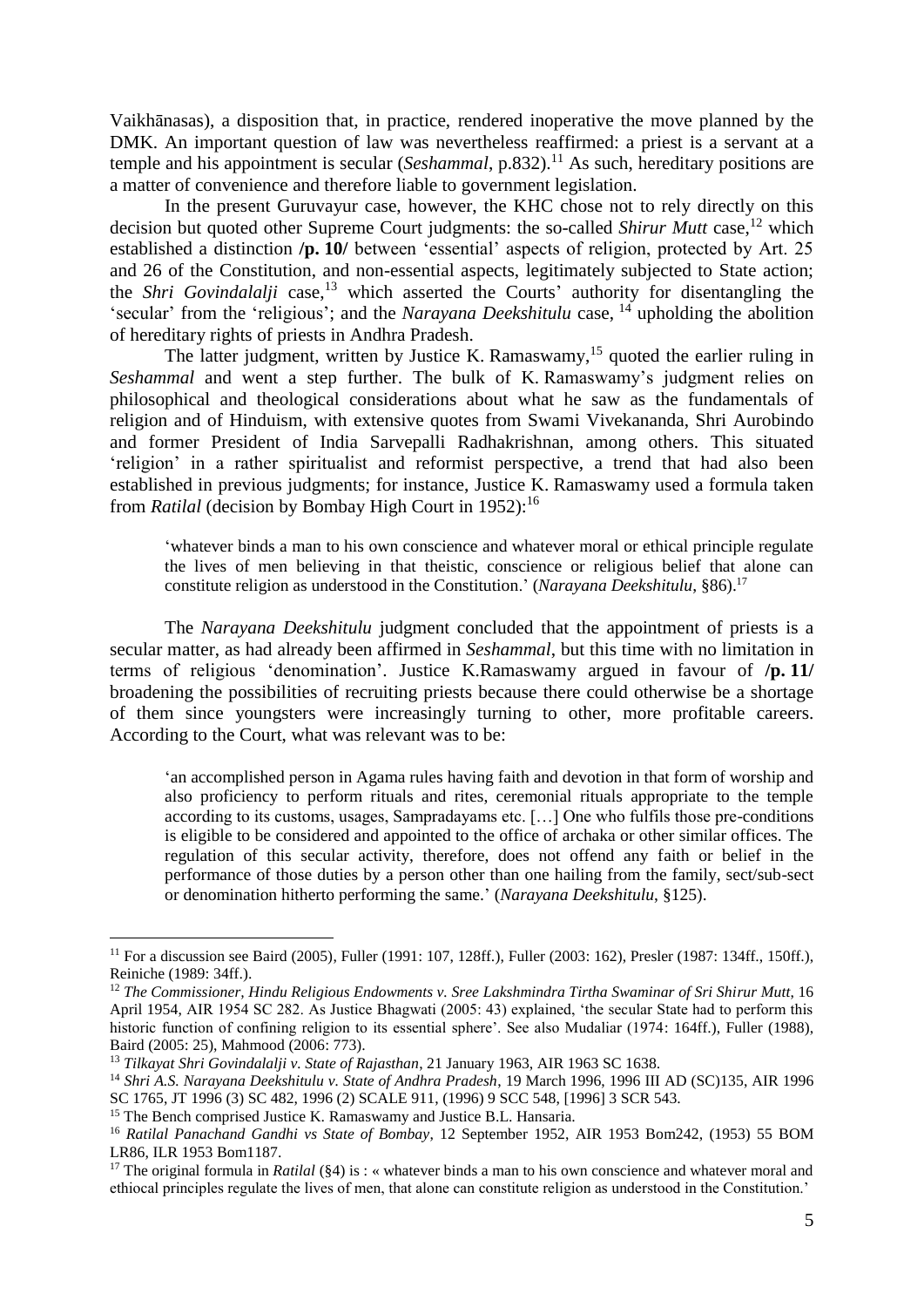Vaikhānasas), a disposition that, in practice, rendered inoperative the move planned by the DMK. An important question of law was nevertheless reaffirmed: a priest is a servant at a temple and his appointment is secular (*Seshammal*, p.832).[11] As such, hereditary positions are a matter of convenience and therefore liable to government legislation.

In the present Guruvayur case, however, the KHC chose not to rely directly on this decision but quoted other Supreme Court judgments: the so-called *Shirur Mutt* case,[12] which established a distinction **/p. 10/** between 'essential' aspects of religion, protected by Art. 25 and 26 of the Constitution, and non-essential aspects, legitimately subjected to State action; the *Shri Govindalalji* case,[13] which asserted the Courts' authority for disentangling the 'secular' from the 'religious'; and the *Narayana Deekshitulu* case, [14] upholding the abolition of hereditary rights of priests in Andhra Pradesh.

The latter judgment, written by Justice K. Ramaswamy,[15] quoted the earlier ruling in *Seshammal* and went a step further. The bulk of K. Ramaswamy's judgment relies on philosophical and theological considerations about what he saw as the fundamentals of religion and of Hinduism, with extensive quotes from Swami Vivekananda, Shri Aurobindo and former President of India Sarvepalli Radhakrishnan, among others. This situated 'religion' in a rather spiritualist and reformist perspective, a trend that had also been established in previous judgments; for instance, Justice K. Ramaswamy used a formula taken from *Ratilal* (decision by Bombay High Court in 1952):[16]

> 'whatever binds a man to his own conscience and whatever moral or ethical principle regulate the lives of men believing in that theistic, conscience or religious belief that alone can constitute religion as understood in the Constitution.' (*Narayana Deekshitulu*, §86).[17]

The *Narayana Deekshitulu* judgment concluded that the appointment of priests is a secular matter, as had already been affirmed in *Seshammal*, but this time with no limitation in terms of religious 'denomination'. Justice K.Ramaswamy argued in favour of **/p. 11/** broadening the possibilities of recruiting priests because there could otherwise be a shortage of them since youngsters were increasingly turning to other, more profitable careers. According to the Court, what was relevant was to be:

> 'an accomplished person in Agama rules having faith and devotion in that form of worship and also proficiency to perform rituals and rites, ceremonial rituals appropriate to the temple according to its customs, usages, Sampradayams etc. […] One who fulfils those pre-conditions is eligible to be considered and appointed to the office of archaka or other similar offices. The regulation of this secular activity, therefore, does not offend any faith or belief in the performance of those duties by a person other than one hailing from the family, sect/sub-sect or denomination hitherto performing the same.' (*Narayana Deekshitulu*, §125).

---

[11] For a discussion see Baird (2005), Fuller (1991: 107, 128ff.), Fuller (2003: 162), Presler (1987: 134ff., 150ff.), Reiniche (1989: 34ff.).

[12] *The Commissioner, Hindu Religious Endowments v. Sree Lakshmindra Tirtha Swaminar of Sri Shirur Mutt*, 16 April 1954, AIR 1954 SC 282. As Justice Bhagwati (2005: 43) explained, 'the secular State had to perform this historic function of confining religion to its essential sphere'. See also Mudaliar (1974: 164ff.), Fuller (1988), Baird (2005: 25), Mahmood (2006: 773).

[13] *Tilkayat Shri Govindalalji v. State of Rajasthan*, 21 January 1963, AIR 1963 SC 1638.

[14] *Shri A.S. Narayana Deekshitulu v. State of Andhra Pradesh*, 19 March 1996, 1996 III AD (SC)135, AIR 1996 SC 1765, JT 1996 (3) SC 482, 1996 (2) SCALE 911, (1996) 9 SCC 548, [1996] 3 SCR 543.

[15] The Bench comprised Justice K. Ramaswamy and Justice B.L. Hansaria.

[16] *Ratilal Panachand Gandhi vs State of Bombay*, 12 September 1952, AIR 1953 Bom242, (1953) 55 BOM LR86, ILR 1953 Bom1187.

[17] The original formula in *Ratilal* (§4) is : « whatever binds a man to his own conscience and whatever moral and ethiocal principles regulate the lives of men, that alone can constitute religion as understood in the Constitution.'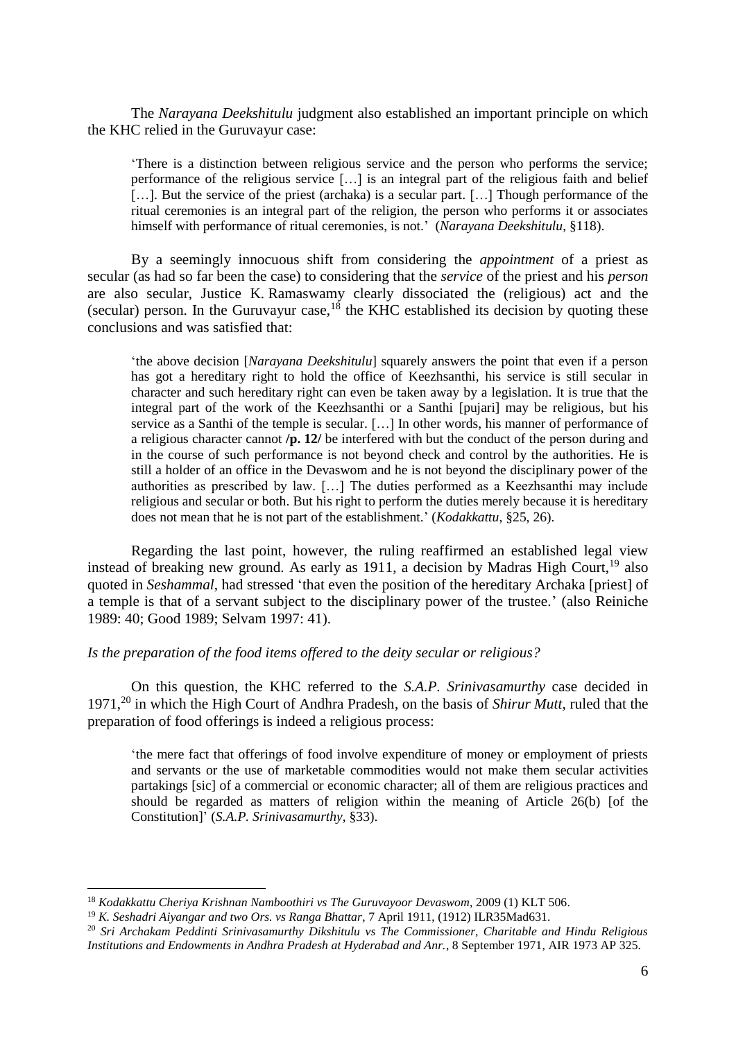The *Narayana Deekshitulu* judgment also established an important principle on which the KHC relied in the Guruvayur case:

> 'There is a distinction between religious service and the person who performs the service; performance of the religious service […] is an integral part of the religious faith and belief […]. But the service of the priest (archaka) is a secular part. […] Though performance of the ritual ceremonies is an integral part of the religion, the person who performs it or associates himself with performance of ritual ceremonies, is not.' (*Narayana Deekshitulu*, §118).

By a seemingly innocuous shift from considering the *appointment* of a priest as secular (as had so far been the case) to considering that the *service* of the priest and his *person* are also secular, Justice K. Ramaswamy clearly dissociated the (religious) act and the (secular) person. In the Guruvayur case,[18] the KHC established its decision by quoting these conclusions and was satisfied that:

> 'the above decision [*Narayana Deekshitulu*] squarely answers the point that even if a person has got a hereditary right to hold the office of Keezhsanthi, his service is still secular in character and such hereditary right can even be taken away by a legislation. It is true that the integral part of the work of the Keezhsanthi or a Santhi [pujari] may be religious, but his service as a Santhi of the temple is secular. […] In other words, his manner of performance of a religious character cannot **/p. 12/** be interfered with but the conduct of the person during and in the course of such performance is not beyond check and control by the authorities. He is still a holder of an office in the Devaswom and he is not beyond the disciplinary power of the authorities as prescribed by law. […] The duties performed as a Keezhsanthi may include religious and secular or both. But his right to perform the duties merely because it is hereditary does not mean that he is not part of the establishment.' (*Kodakkattu*, §25, 26).

Regarding the last point, however, the ruling reaffirmed an established legal view instead of breaking new ground. As early as 1911, a decision by Madras High Court,[19] also quoted in *Seshammal*, had stressed 'that even the position of the hereditary Archaka [priest] of a temple is that of a servant subject to the disciplinary power of the trustee.' (also Reiniche 1989: 40; Good 1989; Selvam 1997: 41).

*Is the preparation of the food items offered to the deity secular or religious?*

On this question, the KHC referred to the *S.A.P. Srinivasamurthy* case decided in 1971,[20] in which the High Court of Andhra Pradesh, on the basis of *Shirur Mutt*, ruled that the preparation of food offerings is indeed a religious process:

> 'the mere fact that offerings of food involve expenditure of money or employment of priests and servants or the use of marketable commodities would not make them secular activities partakings [sic] of a commercial or economic character; all of them are religious practices and should be regarded as matters of religion within the meaning of Article 26(b) [of the Constitution]' (*S.A.P. Srinivasamurthy*, §33).

---

[18] *Kodakkattu Cheriya Krishnan Namboothiri vs The Guruvayoor Devaswom*, 2009 (1) KLT 506.

[19] *K. Seshadri Aiyangar and two Ors. vs Ranga Bhattar*, 7 April 1911, (1912) ILR35Mad631.

[20] *Sri Archakam Peddinti Srinivasamurthy Dikshitulu vs The Commissioner, Charitable and Hindu Religious Institutions and Endowments in Andhra Pradesh at Hyderabad and Anr.*, 8 September 1971, AIR 1973 AP 325.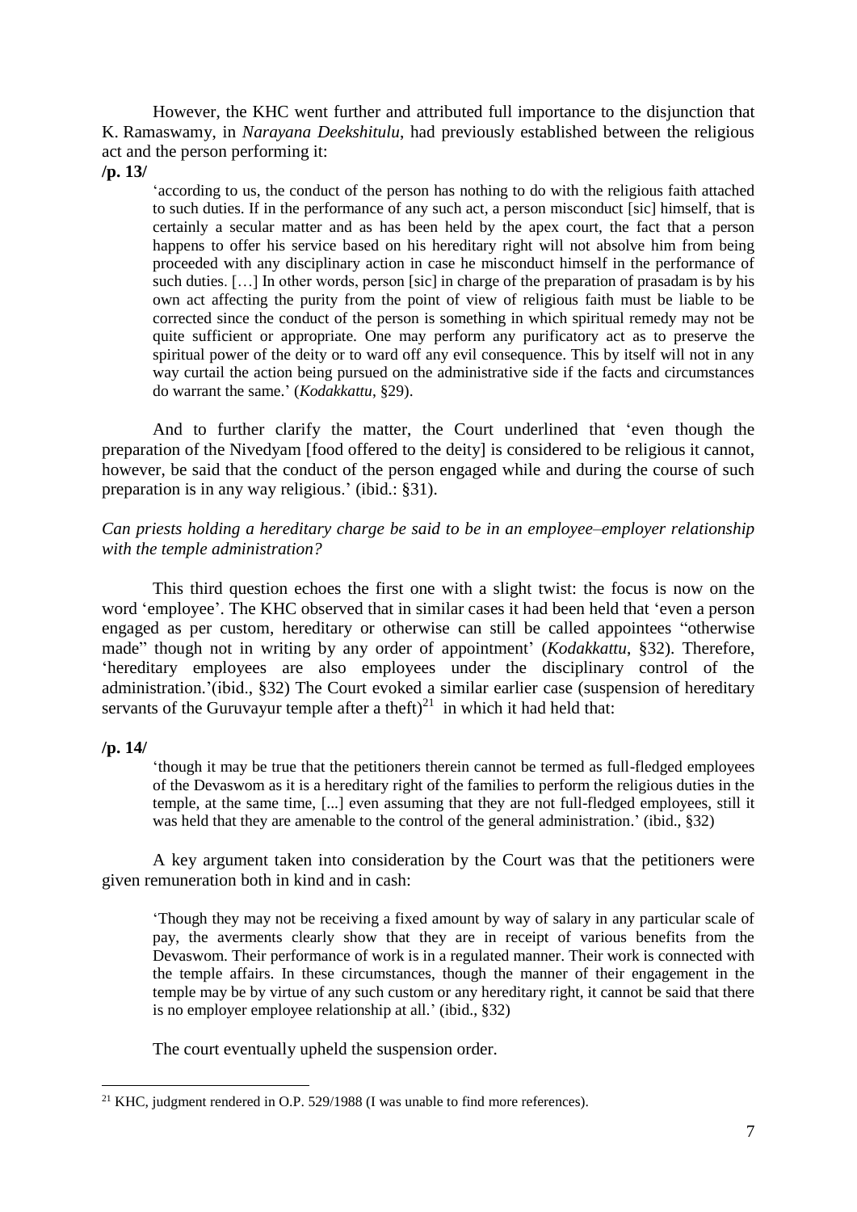However, the KHC went further and attributed full importance to the disjunction that K. Ramaswamy, in *Narayana Deekshitulu*, had previously established between the religious act and the person performing it:

**/p. 13/**

> 'according to us, the conduct of the person has nothing to do with the religious faith attached to such duties. If in the performance of any such act, a person misconduct [sic] himself, that is certainly a secular matter and as has been held by the apex court, the fact that a person happens to offer his service based on his hereditary right will not absolve him from being proceeded with any disciplinary action in case he misconduct himself in the performance of such duties. […] In other words, person [sic] in charge of the preparation of prasadam is by his own act affecting the purity from the point of view of religious faith must be liable to be corrected since the conduct of the person is something in which spiritual remedy may not be quite sufficient or appropriate. One may perform any purificatory act as to preserve the spiritual power of the deity or to ward off any evil consequence. This by itself will not in any way curtail the action being pursued on the administrative side if the facts and circumstances do warrant the same.' (*Kodakkattu*, §29).

And to further clarify the matter, the Court underlined that 'even though the preparation of the Nivedyam [food offered to the deity] is considered to be religious it cannot, however, be said that the conduct of the person engaged while and during the course of such preparation is in any way religious.' (ibid.: §31).

*Can priests holding a hereditary charge be said to be in an employee–employer relationship with the temple administration?*

This third question echoes the first one with a slight twist: the focus is now on the word 'employee'. The KHC observed that in similar cases it had been held that 'even a person engaged as per custom, hereditary or otherwise can still be called appointees "otherwise made" though not in writing by any order of appointment' (*Kodakkattu*, §32). Therefore, 'hereditary employees are also employees under the disciplinary control of the administration.'(ibid., §32) The Court evoked a similar earlier case (suspension of hereditary servants of the Guruvayur temple after a theft)[21] in which it had held that:

**/p. 14/**

> 'though it may be true that the petitioners therein cannot be termed as full-fledged employees of the Devaswom as it is a hereditary right of the families to perform the religious duties in the temple, at the same time, [...] even assuming that they are not full-fledged employees, still it was held that they are amenable to the control of the general administration.' (ibid., §32)

A key argument taken into consideration by the Court was that the petitioners were given remuneration both in kind and in cash:

> 'Though they may not be receiving a fixed amount by way of salary in any particular scale of pay, the averments clearly show that they are in receipt of various benefits from the Devaswom. Their performance of work is in a regulated manner. Their work is connected with the temple affairs. In these circumstances, though the manner of their engagement in the temple may be by virtue of any such custom or any hereditary right, it cannot be said that there is no employer employee relationship at all.' (ibid., §32)

The court eventually upheld the suspension order.

---

[21] KHC, judgment rendered in O.P. 529/1988 (I was unable to find more references).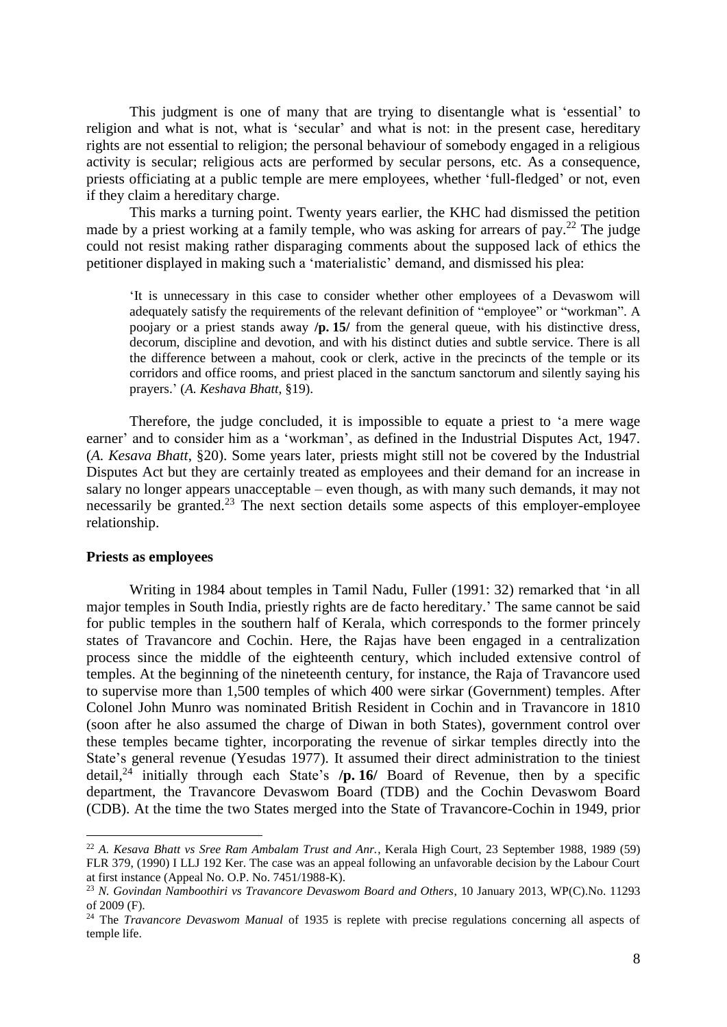This judgment is one of many that are trying to disentangle what is 'essential' to religion and what is not, what is 'secular' and what is not: in the present case, hereditary rights are not essential to religion; the personal behaviour of somebody engaged in a religious activity is secular; religious acts are performed by secular persons, etc. As a consequence, priests officiating at a public temple are mere employees, whether 'full-fledged' or not, even if they claim a hereditary charge.

This marks a turning point. Twenty years earlier, the KHC had dismissed the petition made by a priest working at a family temple, who was asking for arrears of pay.[22] The judge could not resist making rather disparaging comments about the supposed lack of ethics the petitioner displayed in making such a 'materialistic' demand, and dismissed his plea:

> 'It is unnecessary in this case to consider whether other employees of a Devaswom will adequately satisfy the requirements of the relevant definition of "employee" or "workman". A poojary or a priest stands away **/p. 15/** from the general queue, with his distinctive dress, decorum, discipline and devotion, and with his distinct duties and subtle service. There is all the difference between a mahout, cook or clerk, active in the precincts of the temple or its corridors and office rooms, and priest placed in the sanctum sanctorum and silently saying his prayers.' (*A. Keshava Bhatt*, §19).

Therefore, the judge concluded, it is impossible to equate a priest to 'a mere wage earner' and to consider him as a 'workman', as defined in the Industrial Disputes Act, 1947. (*A. Kesava Bhatt*, §20). Some years later, priests might still not be covered by the Industrial Disputes Act but they are certainly treated as employees and their demand for an increase in salary no longer appears unacceptable – even though, as with many such demands, it may not necessarily be granted.[23] The next section details some aspects of this employer-employee relationship.

**Priests as employees**

Writing in 1984 about temples in Tamil Nadu, Fuller (1991: 32) remarked that 'in all major temples in South India, priestly rights are de facto hereditary.' The same cannot be said for public temples in the southern half of Kerala, which corresponds to the former princely states of Travancore and Cochin. Here, the Rajas have been engaged in a centralization process since the middle of the eighteenth century, which included extensive control of temples. At the beginning of the nineteenth century, for instance, the Raja of Travancore used to supervise more than 1,500 temples of which 400 were sirkar (Government) temples. After Colonel John Munro was nominated British Resident in Cochin and in Travancore in 1810 (soon after he also assumed the charge of Diwan in both States), government control over these temples became tighter, incorporating the revenue of sirkar temples directly into the State's general revenue (Yesudas 1977). It assumed their direct administration to the tiniest detail,[24] initially through each State's **/p. 16/** Board of Revenue, then by a specific department, the Travancore Devaswom Board (TDB) and the Cochin Devaswom Board (CDB). At the time the two States merged into the State of Travancore-Cochin in 1949, prior

[22] *A. Kesava Bhatt vs Sree Ram Ambalam Trust and Anr.*, Kerala High Court, 23 September 1988, 1989 (59) FLR 379, (1990) I LLJ 192 Ker. The case was an appeal following an unfavorable decision by the Labour Court at first instance (Appeal No. O.P. No. 7451/1988-K).

[23] *N. Govindan Namboothiri vs Travancore Devaswom Board and Others*, 10 January 2013, WP(C).No. 11293 of 2009 (F).

[24] The *Travancore Devaswom Manual* of 1935 is replete with precise regulations concerning all aspects of temple life.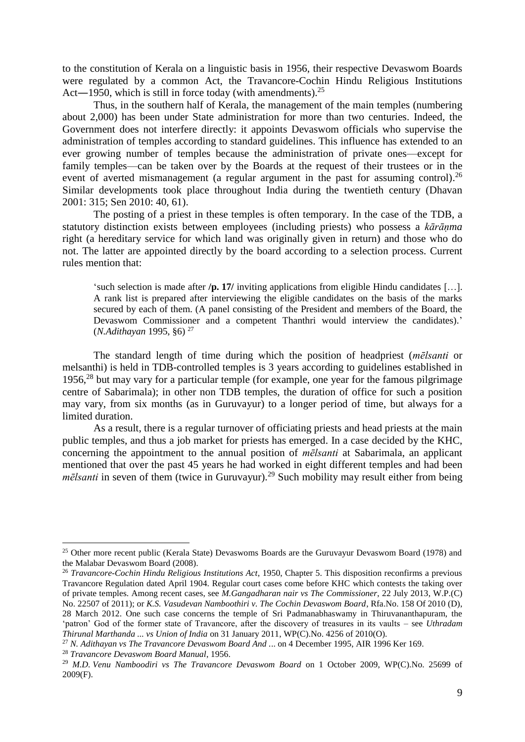to the constitution of Kerala on a linguistic basis in 1956, their respective Devaswom Boards were regulated by a common Act, the Travancore-Cochin Hindu Religious Institutions Act—1950, which is still in force today (with amendments).[25]

Thus, in the southern half of Kerala, the management of the main temples (numbering about 2,000) has been under State administration for more than two centuries. Indeed, the Government does not interfere directly: it appoints Devaswom officials who supervise the administration of temples according to standard guidelines. This influence has extended to an ever growing number of temples because the administration of private ones—except for family temples—can be taken over by the Boards at the request of their trustees or in the event of averted mismanagement (a regular argument in the past for assuming control).[26] Similar developments took place throughout India during the twentieth century (Dhavan 2001: 315; Sen 2010: 40, 61).

The posting of a priest in these temples is often temporary. In the case of the TDB, a statutory distinction exists between employees (including priests) who possess a *kārāṇma* right (a hereditary service for which land was originally given in return) and those who do not. The latter are appointed directly by the board according to a selection process. Current rules mention that:

> 'such selection is made after **/p. 17/** inviting applications from eligible Hindu candidates […]. A rank list is prepared after interviewing the eligible candidates on the basis of the marks secured by each of them. (A panel consisting of the President and members of the Board, the Devaswom Commissioner and a competent Thanthri would interview the candidates).' (*N.Adithayan* 1995, §6) [27]

The standard length of time during which the position of headpriest (*mēlsanti* or melsanthi) is held in TDB-controlled temples is 3 years according to guidelines established in 1956,[28] but may vary for a particular temple (for example, one year for the famous pilgrimage centre of Sabarimala); in other non TDB temples, the duration of office for such a position may vary, from six months (as in Guruvayur) to a longer period of time, but always for a limited duration.

As a result, there is a regular turnover of officiating priests and head priests at the main public temples, and thus a job market for priests has emerged. In a case decided by the KHC, concerning the appointment to the annual position of *mēlsanti* at Sabarimala, an applicant mentioned that over the past 45 years he had worked in eight different temples and had been *mēlsanti* in seven of them (twice in Guruvayur).[29] Such mobility may result either from being

---

[25] Other more recent public (Kerala State) Devaswoms Boards are the Guruvayur Devaswom Board (1978) and the Malabar Devaswom Board (2008).

[26] *Travancore-Cochin Hindu Religious Institutions Act*, 1950, Chapter 5. This disposition reconfirms a previous Travancore Regulation dated April 1904. Regular court cases come before KHC which contests the taking over of private temples. Among recent cases, see *M.Gangadharan nair vs The Commissioner*, 22 July 2013, W.P.(C) No. 22507 of 2011); or *K.S. Vasudevan Namboothiri v. The Cochin Devaswom Board*, Rfa.No. 158 Of 2010 (D), 28 March 2012. One such case concerns the temple of Sri Padmanabhaswamy in Thiruvananthapuram, the 'patron' God of the former state of Travancore, after the discovery of treasures in its vaults – see *Uthradam Thirunal Marthanda ... vs Union of India* on 31 January 2011, WP(C).No. 4256 of 2010(O).

[27] *N. Adithayan vs The Travancore Devaswom Board And ...* on 4 December 1995, AIR 1996 Ker 169.

[28] *Travancore Devaswom Board Manual*, 1956.

[29] *M.D. Venu Namboodiri vs The Travancore Devaswom Board* on 1 October 2009, WP(C).No. 25699 of 2009(F).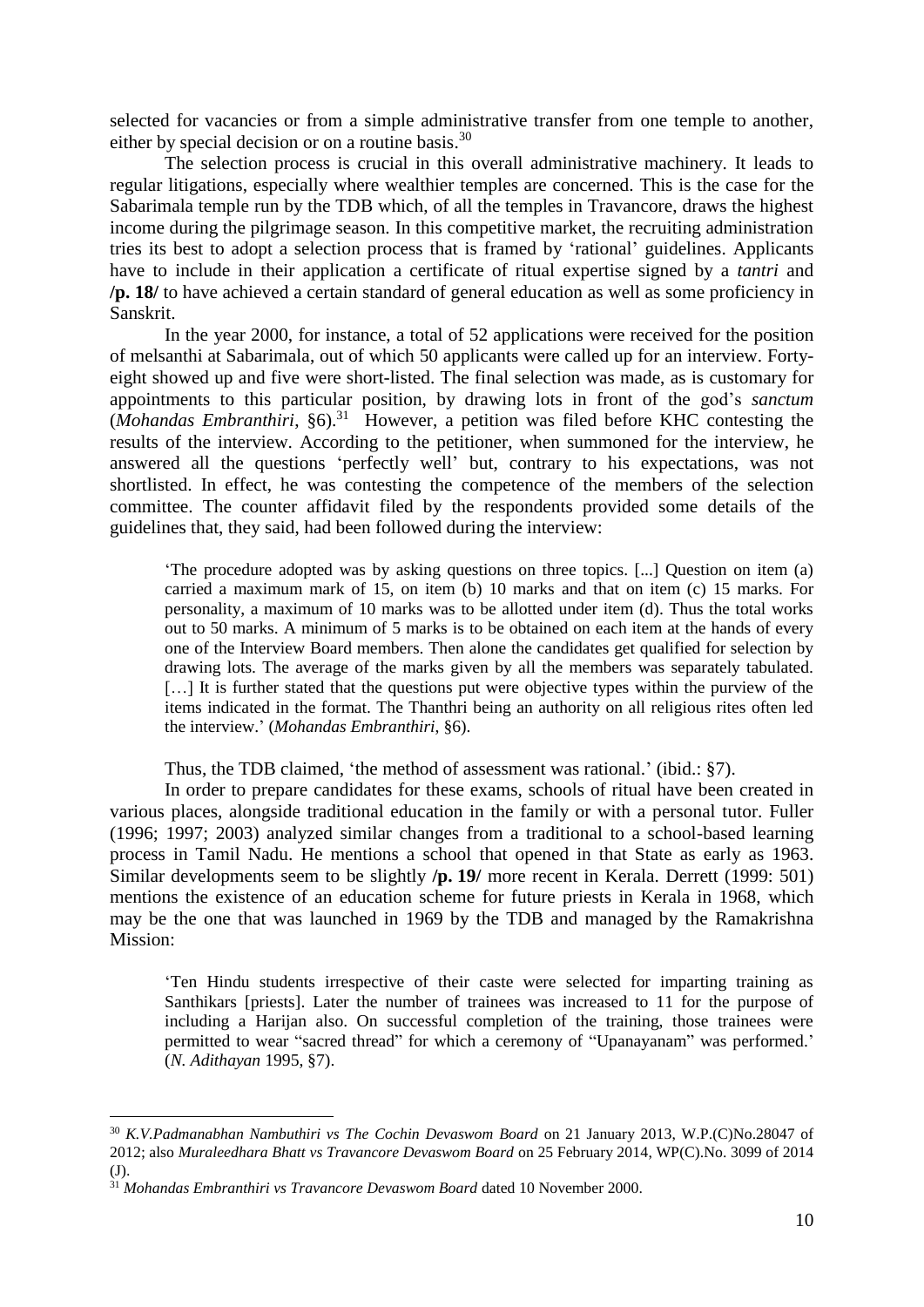selected for vacancies or from a simple administrative transfer from one temple to another, either by special decision or on a routine basis.[30]

The selection process is crucial in this overall administrative machinery. It leads to regular litigations, especially where wealthier temples are concerned. This is the case for the Sabarimala temple run by the TDB which, of all the temples in Travancore, draws the highest income during the pilgrimage season. In this competitive market, the recruiting administration tries its best to adopt a selection process that is framed by 'rational' guidelines. Applicants have to include in their application a certificate of ritual expertise signed by a *tantri* and **/p. 18/** to have achieved a certain standard of general education as well as some proficiency in Sanskrit.

In the year 2000, for instance, a total of 52 applications were received for the position of melsanthi at Sabarimala, out of which 50 applicants were called up for an interview. Forty-eight showed up and five were short-listed. The final selection was made, as is customary for appointments to this particular position, by drawing lots in front of the god's *sanctum* (*Mohandas Embranthiri*, §6).[31] However, a petition was filed before KHC contesting the results of the interview. According to the petitioner, when summoned for the interview, he answered all the questions 'perfectly well' but, contrary to his expectations, was not shortlisted. In effect, he was contesting the competence of the members of the selection committee. The counter affidavit filed by the respondents provided some details of the guidelines that, they said, had been followed during the interview:

> 'The procedure adopted was by asking questions on three topics. [...] Question on item (a) carried a maximum mark of 15, on item (b) 10 marks and that on item (c) 15 marks. For personality, a maximum of 10 marks was to be allotted under item (d). Thus the total works out to 50 marks. A minimum of 5 marks is to be obtained on each item at the hands of every one of the Interview Board members. Then alone the candidates get qualified for selection by drawing lots. The average of the marks given by all the members was separately tabulated. [...] It is further stated that the questions put were objective types within the purview of the items indicated in the format. The Thanthri being an authority on all religious rites often led the interview.' (*Mohandas Embranthiri*, §6).

Thus, the TDB claimed, 'the method of assessment was rational.' (ibid.: §7).

In order to prepare candidates for these exams, schools of ritual have been created in various places, alongside traditional education in the family or with a personal tutor. Fuller (1996; 1997; 2003) analyzed similar changes from a traditional to a school-based learning process in Tamil Nadu. He mentions a school that opened in that State as early as 1963. Similar developments seem to be slightly **/p. 19/** more recent in Kerala. Derrett (1999: 501) mentions the existence of an education scheme for future priests in Kerala in 1968, which may be the one that was launched in 1969 by the TDB and managed by the Ramakrishna Mission:

> 'Ten Hindu students irrespective of their caste were selected for imparting training as Santhikars [priests]. Later the number of trainees was increased to 11 for the purpose of including a Harijan also. On successful completion of the training, those trainees were permitted to wear "sacred thread" for which a ceremony of "Upanayanam" was performed.' (*N. Adithayan* 1995, §7).

---

[30] *K.V.Padmanabhan Nambuthiri vs The Cochin Devaswom Board* on 21 January 2013, W.P.(C)No.28047 of 2012; also *Muraleedhara Bhatt vs Travancore Devaswom Board* on 25 February 2014, WP(C).No. 3099 of 2014 (J).

[31] *Mohandas Embranthiri vs Travancore Devaswom Board* dated 10 November 2000.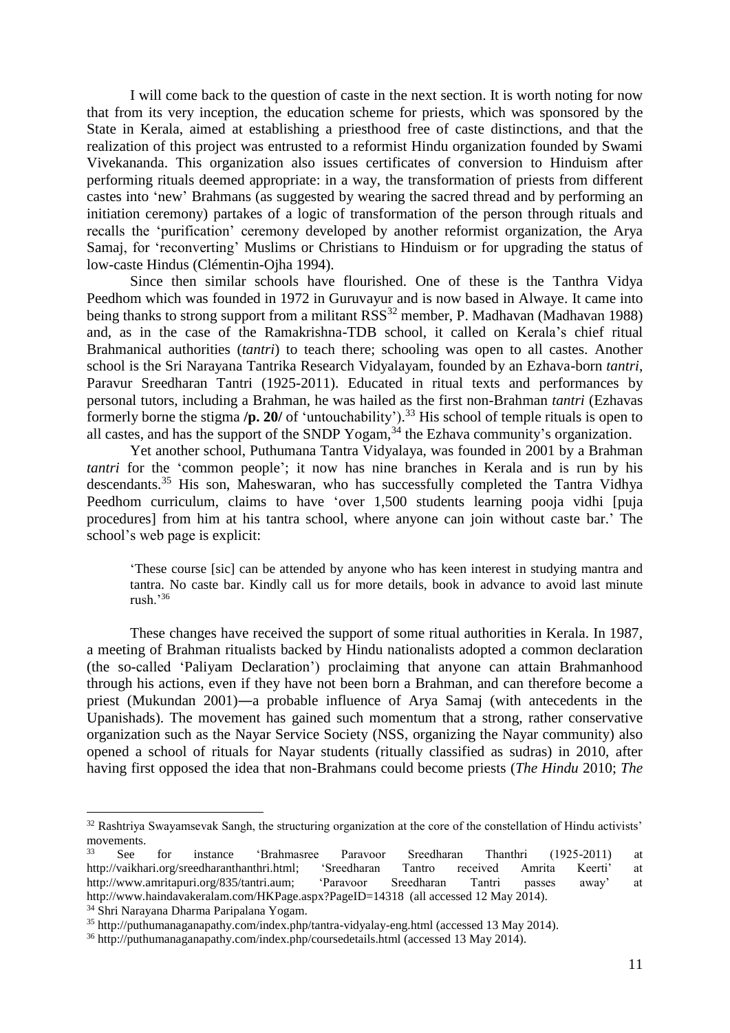I will come back to the question of caste in the next section. It is worth noting for now that from its very inception, the education scheme for priests, which was sponsored by the State in Kerala, aimed at establishing a priesthood free of caste distinctions, and that the realization of this project was entrusted to a reformist Hindu organization founded by Swami Vivekananda. This organization also issues certificates of conversion to Hinduism after performing rituals deemed appropriate: in a way, the transformation of priests from different castes into 'new' Brahmans (as suggested by wearing the sacred thread and by performing an initiation ceremony) partakes of a logic of transformation of the person through rituals and recalls the 'purification' ceremony developed by another reformist organization, the Arya Samaj, for 'reconverting' Muslims or Christians to Hinduism or for upgrading the status of low-caste Hindus (Clémentin-Ojha 1994).

Since then similar schools have flourished. One of these is the Tanthra Vidya Peedhom which was founded in 1972 in Guruvayur and is now based in Alwaye. It came into being thanks to strong support from a militant RSS[32] member, P. Madhavan (Madhavan 1988) and, as in the case of the Ramakrishna-TDB school, it called on Kerala's chief ritual Brahmanical authorities (*tantri*) to teach there; schooling was open to all castes. Another school is the Sri Narayana Tantrika Research Vidyalayam, founded by an Ezhava-born *tantri*, Paravur Sreedharan Tantri (1925-2011). Educated in ritual texts and performances by personal tutors, including a Brahman, he was hailed as the first non-Brahman *tantri* (Ezhavas formerly borne the stigma **/p. 20/** of 'untouchability').[33] His school of temple rituals is open to all castes, and has the support of the SNDP Yogam,[34] the Ezhava community's organization.

Yet another school, Puthumana Tantra Vidyalaya, was founded in 2001 by a Brahman *tantri* for the 'common people'; it now has nine branches in Kerala and is run by his descendants.[35] His son, Maheswaran, who has successfully completed the Tantra Vidhya Peedhom curriculum, claims to have 'over 1,500 students learning pooja vidhi [puja procedures] from him at his tantra school, where anyone can join without caste bar.' The school's web page is explicit:

> 'These course [sic] can be attended by anyone who has keen interest in studying mantra and tantra. No caste bar. Kindly call us for more details, book in advance to avoid last minute rush.'[36]

These changes have received the support of some ritual authorities in Kerala. In 1987, a meeting of Brahman ritualists backed by Hindu nationalists adopted a common declaration (the so-called 'Paliyam Declaration') proclaiming that anyone can attain Brahmanhood through his actions, even if they have not been born a Brahman, and can therefore become a priest (Mukundan 2001)—a probable influence of Arya Samaj (with antecedents in the Upanishads). The movement has gained such momentum that a strong, rather conservative organization such as the Nayar Service Society (NSS, organizing the Nayar community) also opened a school of rituals for Nayar students (ritually classified as sudras) in 2010, after having first opposed the idea that non-Brahmans could become priests (*The Hindu* 2010; *The*

---

[32] Rashtriya Swayamsevak Sangh, the structuring organization at the core of the constellation of Hindu activists' movements.

[33] See for instance 'Brahmasree Paravoor Sreedharan Thanthri (1925-2011) at http://vaikhari.org/sreedharanthanthri.html; 'Sreedharan Tantro received Amrita Keerti' at http://www.amritapuri.org/835/tantri.aum; 'Paravoor Sreedharan Tantri passes away' at http://www.haindavakeralam.com/HKPage.aspx?PageID=14318 (all accessed 12 May 2014).

[34] Shri Narayana Dharma Paripalana Yogam.

[35] http://puthumanaganapathy.com/index.php/tantra-vidyalay-eng.html (accessed 13 May 2014).

[36] http://puthumanaganapathy.com/index.php/coursedetails.html (accessed 13 May 2014).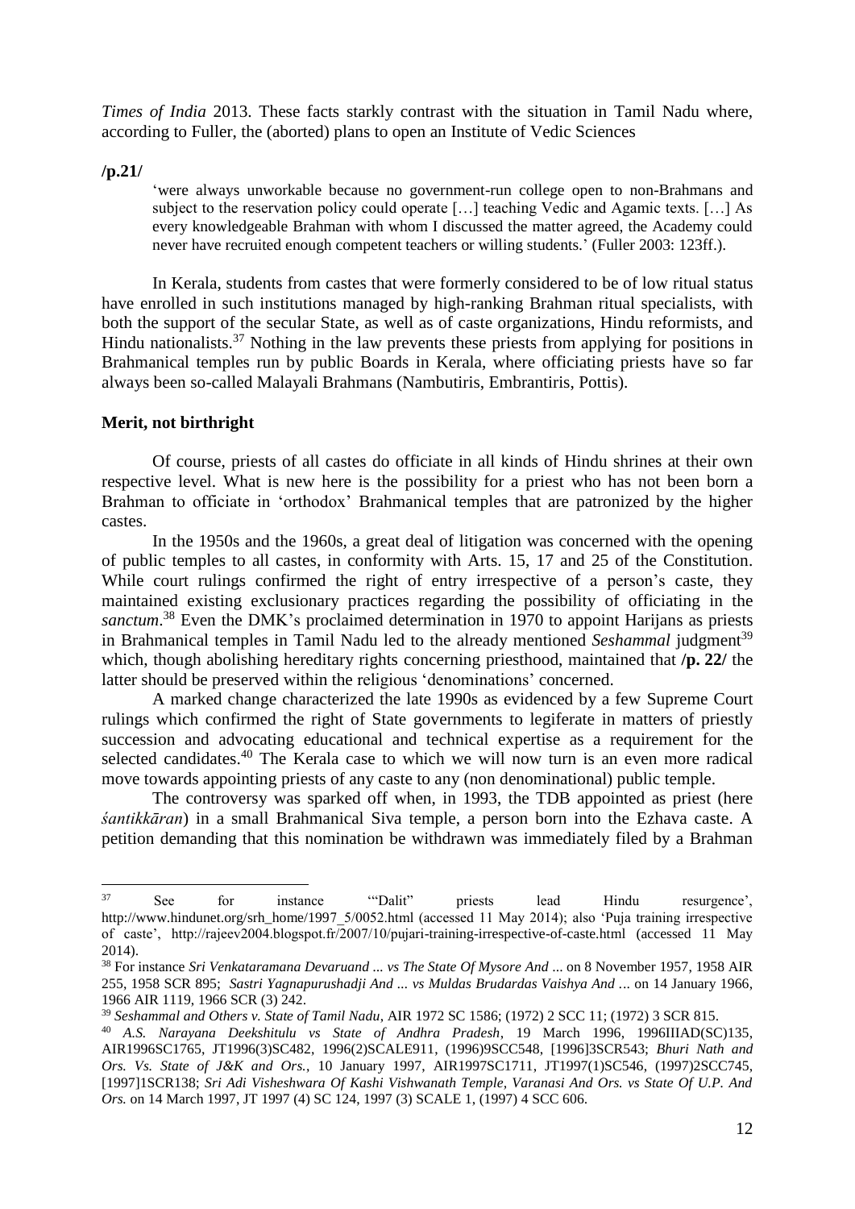*Times of India* 2013. These facts starkly contrast with the situation in Tamil Nadu where, according to Fuller, the (aborted) plans to open an Institute of Vedic Sciences

**/p.21/**

> 'were always unworkable because no government-run college open to non-Brahmans and subject to the reservation policy could operate […] teaching Vedic and Agamic texts. […] As every knowledgeable Brahman with whom I discussed the matter agreed, the Academy could never have recruited enough competent teachers or willing students.' (Fuller 2003: 123ff.).

In Kerala, students from castes that were formerly considered to be of low ritual status have enrolled in such institutions managed by high-ranking Brahman ritual specialists, with both the support of the secular State, as well as of caste organizations, Hindu reformists, and Hindu nationalists.[37] Nothing in the law prevents these priests from applying for positions in Brahmanical temples run by public Boards in Kerala, where officiating priests have so far always been so-called Malayali Brahmans (Nambutiris, Embrantiris, Pottis).

## Merit, not birthright

Of course, priests of all castes do officiate in all kinds of Hindu shrines at their own respective level. What is new here is the possibility for a priest who has not been born a Brahman to officiate in 'orthodox' Brahmanical temples that are patronized by the higher castes.

In the 1950s and the 1960s, a great deal of litigation was concerned with the opening of public temples to all castes, in conformity with Arts. 15, 17 and 25 of the Constitution. While court rulings confirmed the right of entry irrespective of a person's caste, they maintained existing exclusionary practices regarding the possibility of officiating in the *sanctum*.[38] Even the DMK's proclaimed determination in 1970 to appoint Harijans as priests in Brahmanical temples in Tamil Nadu led to the already mentioned *Seshammal* judgment[39] which, though abolishing hereditary rights concerning priesthood, maintained that **/p. 22/** the latter should be preserved within the religious 'denominations' concerned.

A marked change characterized the late 1990s as evidenced by a few Supreme Court rulings which confirmed the right of State governments to legiferate in matters of priestly succession and advocating educational and technical expertise as a requirement for the selected candidates.[40] The Kerala case to which we will now turn is an even more radical move towards appointing priests of any caste to any (non denominational) public temple.

The controversy was sparked off when, in 1993, the TDB appointed as priest (here *śantikkāran*) in a small Brahmanical Siva temple, a person born into the Ezhava caste. A petition demanding that this nomination be withdrawn was immediately filed by a Brahman

---

[37] See for instance '"Dalit" priests lead Hindu resurgence', http://www.hindunet.org/srh_home/1997_5/0052.html (accessed 11 May 2014); also 'Puja training irrespective of caste', http://rajeev2004.blogspot.fr/2007/10/pujari-training-irrespective-of-caste.html (accessed 11 May 2014).

[38] For instance *Sri Venkataramana Devaruand ... vs The State Of Mysore And ...* on 8 November 1957, 1958 AIR 255, 1958 SCR 895; *Sastri Yagnapurushadji And ... vs Muldas Brudardas Vaishya And ...* on 14 January 1966, 1966 AIR 1119, 1966 SCR (3) 242.

[39] *Seshammal and Others v. State of Tamil Nadu*, AIR 1972 SC 1586; (1972) 2 SCC 11; (1972) 3 SCR 815.

[40] *A.S. Narayana Deekshitulu vs State of Andhra Pradesh*, 19 March 1996, 1996IIIAD(SC)135, AIR1996SC1765, JT1996(3)SC482, 1996(2)SCALE911, (1996)9SCC548, [1996]3SCR543; *Bhuri Nath and Ors. Vs. State of J&K and Ors.*, 10 January 1997, AIR1997SC1711, JT1997(1)SC546, (1997)2SCC745, [1997]1SCR138; *Sri Adi Visheshwara Of Kashi Vishwanath Temple, Varanasi And Ors. vs State Of U.P. And Ors.* on 14 March 1997, JT 1997 (4) SC 124, 1997 (3) SCALE 1, (1997) 4 SCC 606.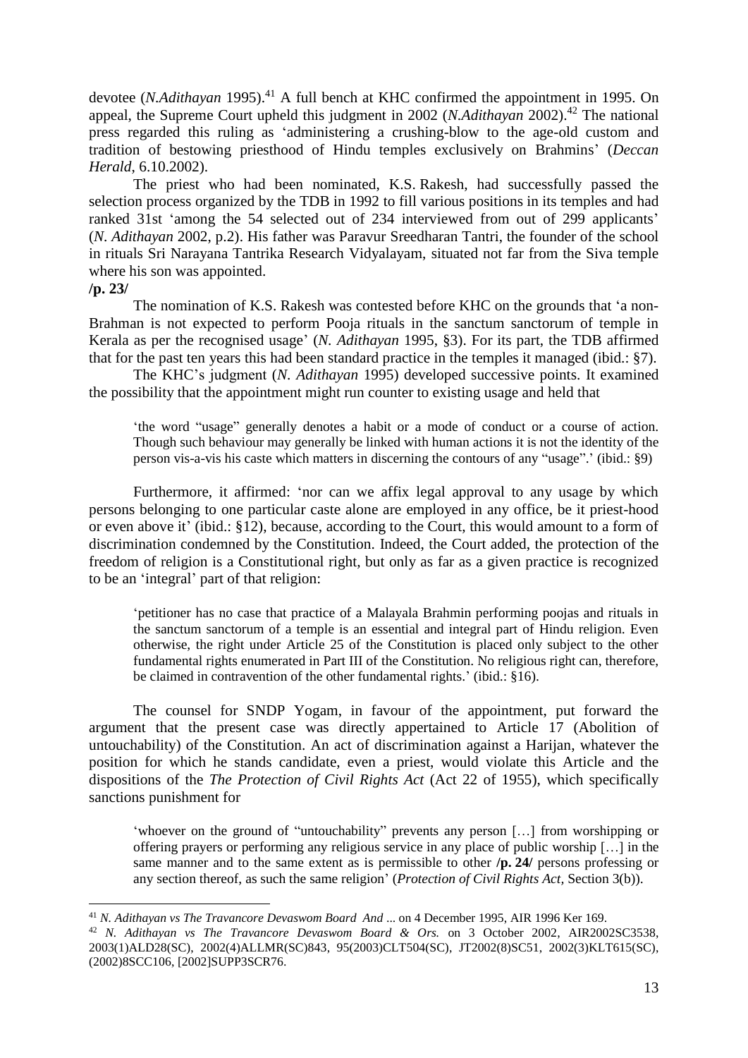devotee (*N.Adithayan* 1995).[41] A full bench at KHC confirmed the appointment in 1995. On appeal, the Supreme Court upheld this judgment in 2002 (*N.Adithayan* 2002).[42] The national press regarded this ruling as 'administering a crushing-blow to the age-old custom and tradition of bestowing priesthood of Hindu temples exclusively on Brahmins' (*Deccan Herald*, 6.10.2002).

The priest who had been nominated, K.S. Rakesh, had successfully passed the selection process organized by the TDB in 1992 to fill various positions in its temples and had ranked 31st 'among the 54 selected out of 234 interviewed from out of 299 applicants' (*N. Adithayan* 2002, p.2). His father was Paravur Sreedharan Tantri, the founder of the school in rituals Sri Narayana Tantrika Research Vidyalayam, situated not far from the Siva temple where his son was appointed.

**/p. 23/**

The nomination of K.S. Rakesh was contested before KHC on the grounds that 'a non-Brahman is not expected to perform Pooja rituals in the sanctum sanctorum of temple in Kerala as per the recognised usage' (*N. Adithayan* 1995, §3). For its part, the TDB affirmed that for the past ten years this had been standard practice in the temples it managed (ibid.: §7).

The KHC's judgment (*N. Adithayan* 1995) developed successive points. It examined the possibility that the appointment might run counter to existing usage and held that

> 'the word "usage" generally denotes a habit or a mode of conduct or a course of action. Though such behaviour may generally be linked with human actions it is not the identity of the person vis-a-vis his caste which matters in discerning the contours of any "usage".' (ibid.: §9)

Furthermore, it affirmed: 'nor can we affix legal approval to any usage by which persons belonging to one particular caste alone are employed in any office, be it priest-hood or even above it' (ibid.: §12), because, according to the Court, this would amount to a form of discrimination condemned by the Constitution. Indeed, the Court added, the protection of the freedom of religion is a Constitutional right, but only as far as a given practice is recognized to be an 'integral' part of that religion:

> 'petitioner has no case that practice of a Malayala Brahmin performing poojas and rituals in the sanctum sanctorum of a temple is an essential and integral part of Hindu religion. Even otherwise, the right under Article 25 of the Constitution is placed only subject to the other fundamental rights enumerated in Part III of the Constitution. No religious right can, therefore, be claimed in contravention of the other fundamental rights.' (ibid.: §16).

The counsel for SNDP Yogam, in favour of the appointment, put forward the argument that the present case was directly appertained to Article 17 (Abolition of untouchability) of the Constitution. An act of discrimination against a Harijan, whatever the position for which he stands candidate, even a priest, would violate this Article and the dispositions of the *The Protection of Civil Rights Act* (Act 22 of 1955), which specifically sanctions punishment for

> 'whoever on the ground of "untouchability" prevents any person […] from worshipping or offering prayers or performing any religious service in any place of public worship […] in the same manner and to the same extent as is permissible to other **/p. 24/** persons professing or any section thereof, as such the same religion' (*Protection of Civil Rights Act*, Section 3(b)).

---

[41] *N. Adithayan vs The Travancore Devaswom Board And ...* on 4 December 1995, AIR 1996 Ker 169.

[42] *N. Adithayan vs The Travancore Devaswom Board & Ors.* on 3 October 2002, AIR2002SC3538, 2003(1)ALD28(SC), 2002(4)ALLMR(SC)843, 95(2003)CLT504(SC), JT2002(8)SC51, 2002(3)KLT615(SC), (2002)8SCC106, [2002]SUPP3SCR76.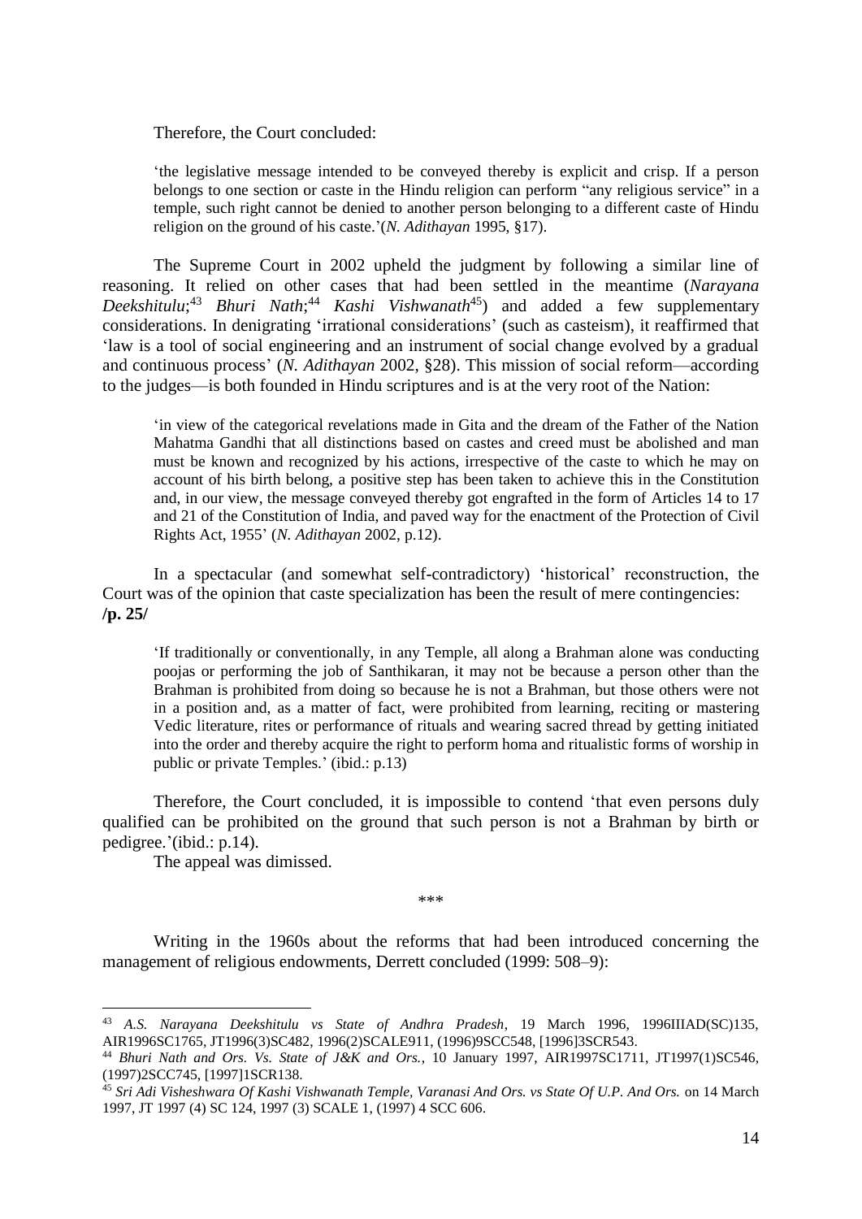Therefore, the Court concluded:

> 'the legislative message intended to be conveyed thereby is explicit and crisp. If a person belongs to one section or caste in the Hindu religion can perform "any religious service" in a temple, such right cannot be denied to another person belonging to a different caste of Hindu religion on the ground of his caste.'(*N. Adithayan* 1995, §17).

The Supreme Court in 2002 upheld the judgment by following a similar line of reasoning. It relied on other cases that had been settled in the meantime (*Narayana Deekshitulu*;[43] *Bhuri Nath*;[44] *Kashi Vishwanath*[45]) and added a few supplementary considerations. In denigrating 'irrational considerations' (such as casteism), it reaffirmed that 'law is a tool of social engineering and an instrument of social change evolved by a gradual and continuous process' (*N. Adithayan* 2002, §28). This mission of social reform—according to the judges—is both founded in Hindu scriptures and is at the very root of the Nation:

> 'in view of the categorical revelations made in Gita and the dream of the Father of the Nation Mahatma Gandhi that all distinctions based on castes and creed must be abolished and man must be known and recognized by his actions, irrespective of the caste to which he may on account of his birth belong, a positive step has been taken to achieve this in the Constitution and, in our view, the message conveyed thereby got engrafted in the form of Articles 14 to 17 and 21 of the Constitution of India, and paved way for the enactment of the Protection of Civil Rights Act, 1955' (*N. Adithayan* 2002, p.12).

In a spectacular (and somewhat self-contradictory) 'historical' reconstruction, the Court was of the opinion that caste specialization has been the result of mere contingencies: **/p. 25/**

> 'If traditionally or conventionally, in any Temple, all along a Brahman alone was conducting poojas or performing the job of Santhikaran, it may not be because a person other than the Brahman is prohibited from doing so because he is not a Brahman, but those others were not in a position and, as a matter of fact, were prohibited from learning, reciting or mastering Vedic literature, rites or performance of rituals and wearing sacred thread by getting initiated into the order and thereby acquire the right to perform homa and ritualistic forms of worship in public or private Temples.' (ibid.: p.13)

Therefore, the Court concluded, it is impossible to contend 'that even persons duly qualified can be prohibited on the ground that such person is not a Brahman by birth or pedigree.'(ibid.: p.14).

The appeal was dimissed.

\*\*\*

Writing in the 1960s about the reforms that had been introduced concerning the management of religious endowments, Derrett concluded (1999: 508–9):

---

[43] *A.S. Narayana Deekshitulu vs State of Andhra Pradesh*, 19 March 1996, 1996IIIAD(SC)135, AIR1996SC1765, JT1996(3)SC482, 1996(2)SCALE911, (1996)9SCC548, [1996]3SCR543.

[44] *Bhuri Nath and Ors. Vs. State of J&K and Ors.*, 10 January 1997, AIR1997SC1711, JT1997(1)SC546, (1997)2SCC745, [1997]1SCR138.

[45] *Sri Adi Visheshwara Of Kashi Vishwanath Temple, Varanasi And Ors. vs State Of U.P. And Ors.* on 14 March 1997, JT 1997 (4) SC 124, 1997 (3) SCALE 1, (1997) 4 SCC 606.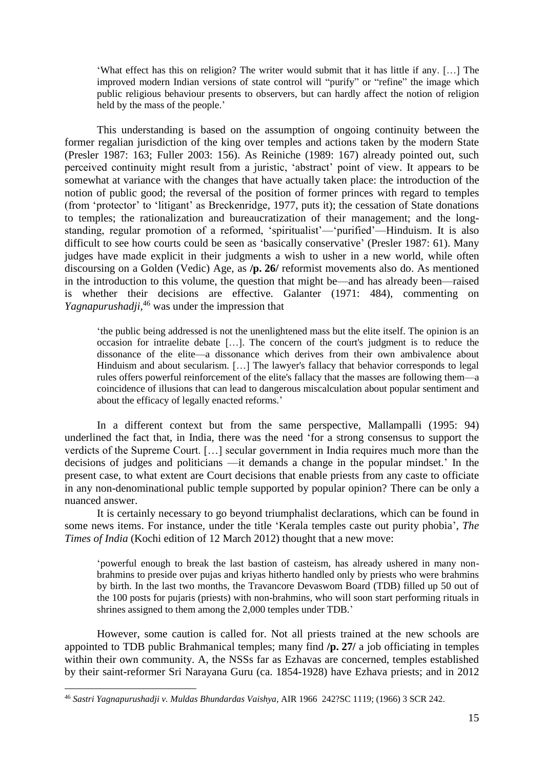> 'What effect has this on religion? The writer would submit that it has little if any. […] The improved modern Indian versions of state control will "purify" or "refine" the image which public religious behaviour presents to observers, but can hardly affect the notion of religion held by the mass of the people.'

This understanding is based on the assumption of ongoing continuity between the former regalian jurisdiction of the king over temples and actions taken by the modern State (Presler 1987: 163; Fuller 2003: 156). As Reiniche (1989: 167) already pointed out, such perceived continuity might result from a juristic, 'abstract' point of view. It appears to be somewhat at variance with the changes that have actually taken place: the introduction of the notion of public good; the reversal of the position of former princes with regard to temples (from 'protector' to 'litigant' as Breckenridge, 1977, puts it); the cessation of State donations to temples; the rationalization and bureaucratization of their management; and the long-standing, regular promotion of a reformed, 'spiritualist'—'purified'—Hinduism. It is also difficult to see how courts could be seen as 'basically conservative' (Presler 1987: 61). Many judges have made explicit in their judgments a wish to usher in a new world, while often discoursing on a Golden (Vedic) Age, as **/p. 26/** reformist movements also do. As mentioned in the introduction to this volume, the question that might be—and has already been—raised is whether their decisions are effective. Galanter (1971: 484), commenting on *Yagnapurushadji*,[46] was under the impression that

> 'the public being addressed is not the unenlightened mass but the elite itself. The opinion is an occasion for intraelite debate […]. The concern of the court's judgment is to reduce the dissonance of the elite—a dissonance which derives from their own ambivalence about Hinduism and about secularism. […] The lawyer's fallacy that behavior corresponds to legal rules offers powerful reinforcement of the elite's fallacy that the masses are following them—a coincidence of illusions that can lead to dangerous miscalculation about popular sentiment and about the efficacy of legally enacted reforms.'

In a different context but from the same perspective, Mallampalli (1995: 94) underlined the fact that, in India, there was the need 'for a strong consensus to support the verdicts of the Supreme Court. […] secular government in India requires much more than the decisions of judges and politicians —it demands a change in the popular mindset.' In the present case, to what extent are Court decisions that enable priests from any caste to officiate in any non-denominational public temple supported by popular opinion? There can be only a nuanced answer.

It is certainly necessary to go beyond triumphalist declarations, which can be found in some news items. For instance, under the title 'Kerala temples caste out purity phobia', *The Times of India* (Kochi edition of 12 March 2012) thought that a new move:

> 'powerful enough to break the last bastion of casteism, has already ushered in many non-brahmins to preside over pujas and kriyas hitherto handled only by priests who were brahmins by birth. In the last two months, the Travancore Devaswom Board (TDB) filled up 50 out of the 100 posts for pujaris (priests) with non-brahmins, who will soon start performing rituals in shrines assigned to them among the 2,000 temples under TDB.'

However, some caution is called for. Not all priests trained at the new schools are appointed to TDB public Brahmanical temples; many find **/p. 27/** a job officiating in temples within their own community. A, the NSSs far as Ezhavas are concerned, temples established by their saint-reformer Sri Narayana Guru (ca. 1854-1928) have Ezhava priests; and in 2012

---

[46] *Sastri Yagnapurushadji v. Muldas Bhundardas Vaishya*, AIR 1966 242?SC 1119; (1966) 3 SCR 242.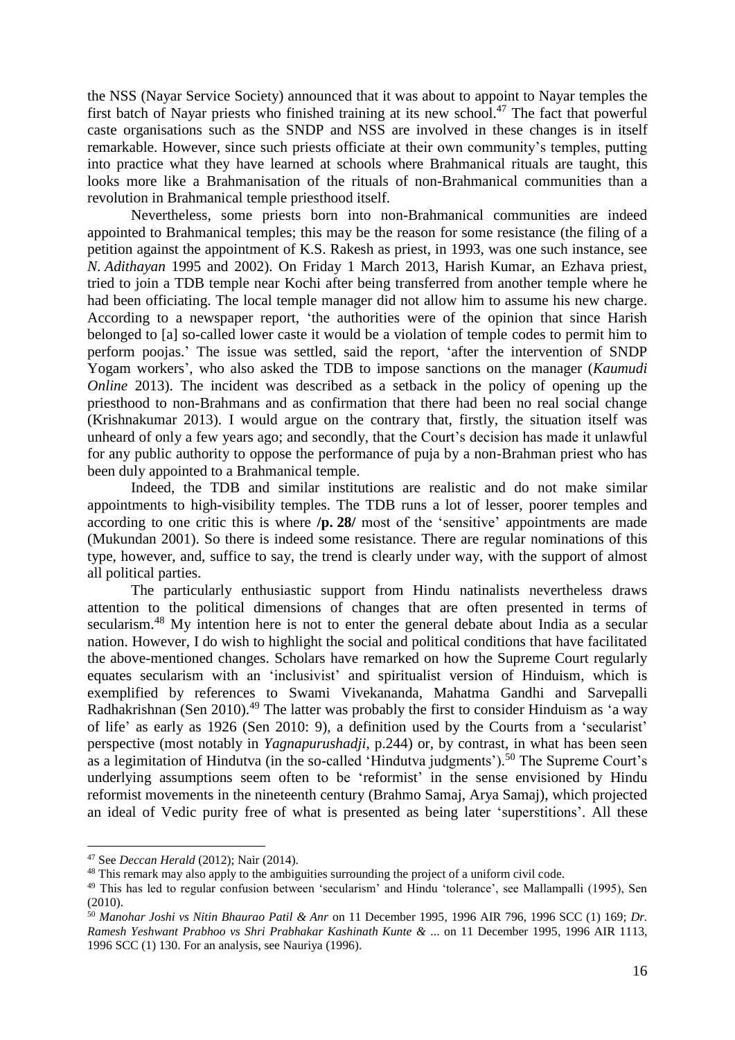the NSS (Nayar Service Society) announced that it was about to appoint to Nayar temples the first batch of Nayar priests who finished training at its new school.[47] The fact that powerful caste organisations such as the SNDP and NSS are involved in these changes is in itself remarkable. However, since such priests officiate at their own community's temples, putting into practice what they have learned at schools where Brahmanical rituals are taught, this looks more like a Brahmanisation of the rituals of non-Brahmanical communities than a revolution in Brahmanical temple priesthood itself.

Nevertheless, some priests born into non-Brahmanical communities are indeed appointed to Brahmanical temples; this may be the reason for some resistance (the filing of a petition against the appointment of K.S. Rakesh as priest, in 1993, was one such instance, see *N. Adithayan* 1995 and 2002). On Friday 1 March 2013, Harish Kumar, an Ezhava priest, tried to join a TDB temple near Kochi after being transferred from another temple where he had been officiating. The local temple manager did not allow him to assume his new charge. According to a newspaper report, 'the authorities were of the opinion that since Harish belonged to [a] so-called lower caste it would be a violation of temple codes to permit him to perform poojas.' The issue was settled, said the report, 'after the intervention of SNDP Yogam workers', who also asked the TDB to impose sanctions on the manager (*Kaumudi Online* 2013). The incident was described as a setback in the policy of opening up the priesthood to non-Brahmans and as confirmation that there had been no real social change (Krishnakumar 2013). I would argue on the contrary that, firstly, the situation itself was unheard of only a few years ago; and secondly, that the Court's decision has made it unlawful for any public authority to oppose the performance of puja by a non-Brahman priest who has been duly appointed to a Brahmanical temple.

Indeed, the TDB and similar institutions are realistic and do not make similar appointments to high-visibility temples. The TDB runs a lot of lesser, poorer temples and according to one critic this is where **/p. 28/** most of the 'sensitive' appointments are made (Mukundan 2001). So there is indeed some resistance. There are regular nominations of this type, however, and, suffice to say, the trend is clearly under way, with the support of almost all political parties.

The particularly enthusiastic support from Hindu natinalists nevertheless draws attention to the political dimensions of changes that are often presented in terms of secularism.[48] My intention here is not to enter the general debate about India as a secular nation. However, I do wish to highlight the social and political conditions that have facilitated the above-mentioned changes. Scholars have remarked on how the Supreme Court regularly equates secularism with an 'inclusivist' and spiritualist version of Hinduism, which is exemplified by references to Swami Vivekananda, Mahatma Gandhi and Sarvepalli Radhakrishnan (Sen 2010).[49] The latter was probably the first to consider Hinduism as 'a way of life' as early as 1926 (Sen 2010: 9), a definition used by the Courts from a 'secularist' perspective (most notably in *Yagnapurushadji*, p.244) or, by contrast, in what has been seen as a legimitation of Hindutva (in the so-called 'Hindutva judgments').[50] The Supreme Court's underlying assumptions seem often to be 'reformist' in the sense envisioned by Hindu reformist movements in the nineteenth century (Brahmo Samaj, Arya Samaj), which projected an ideal of Vedic purity free of what is presented as being later 'superstitions'. All these

---

[47] See *Deccan Herald* (2012); Nair (2014).

[48] This remark may also apply to the ambiguities surrounding the project of a uniform civil code.

[49] This has led to regular confusion between 'secularism' and Hindu 'tolerance', see Mallampalli (1995), Sen (2010).

[50] *Manohar Joshi vs Nitin Bhaurao Patil & Anr* on 11 December 1995, 1996 AIR 796, 1996 SCC (1) 169; *Dr. Ramesh Yeshwant Prabhoo vs Shri Prabhakar Kashinath Kunte & ...* on 11 December 1995, 1996 AIR 1113, 1996 SCC (1) 130. For an analysis, see Nauriya (1996).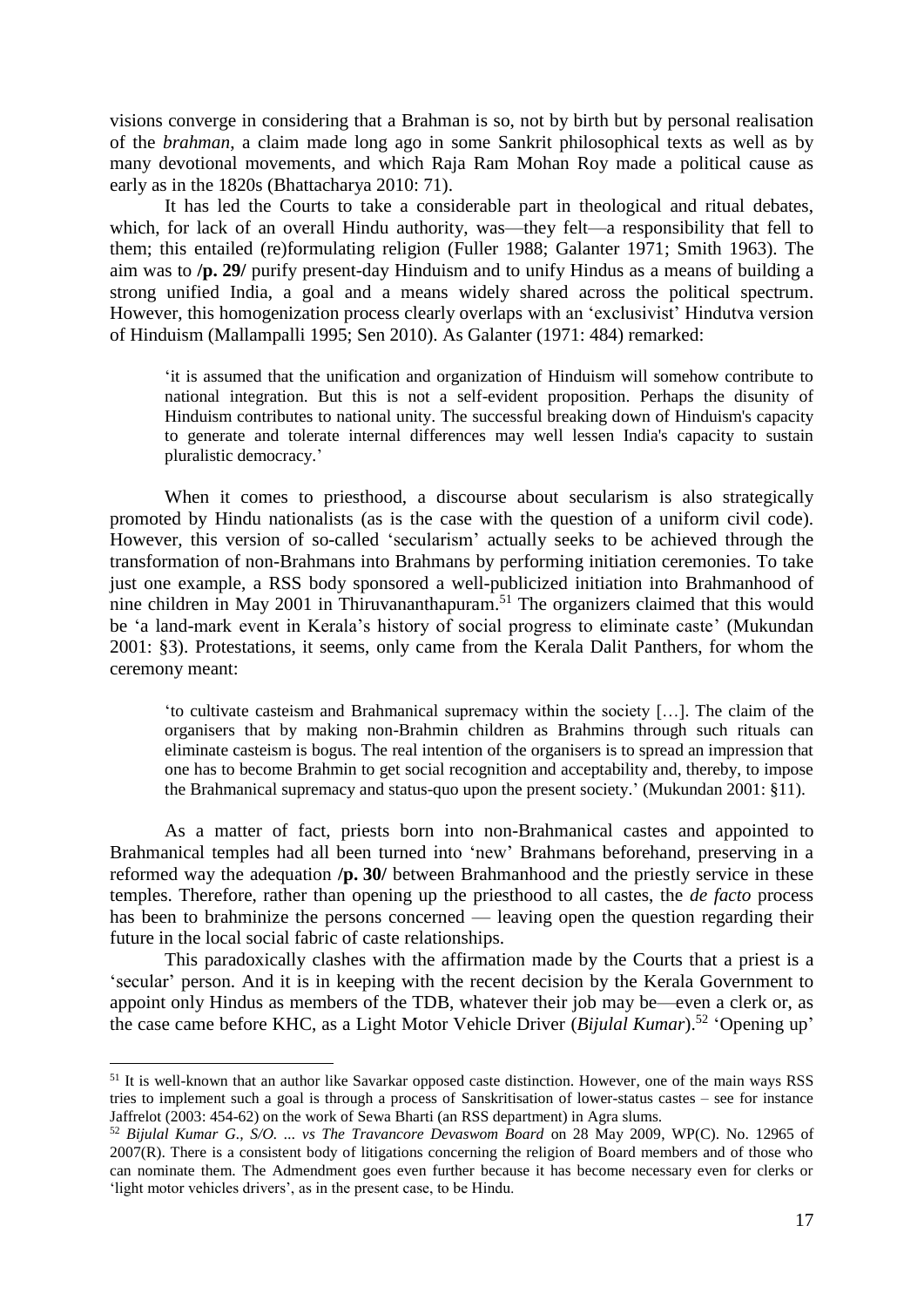visions converge in considering that a Brahman is so, not by birth but by personal realisation of the *brahman*, a claim made long ago in some Sankrit philosophical texts as well as by many devotional movements, and which Raja Ram Mohan Roy made a political cause as early as in the 1820s (Bhattacharya 2010: 71).

It has led the Courts to take a considerable part in theological and ritual debates, which, for lack of an overall Hindu authority, was—they felt—a responsibility that fell to them; this entailed (re)formulating religion (Fuller 1988; Galanter 1971; Smith 1963). The aim was to **/p. 29/** purify present-day Hinduism and to unify Hindus as a means of building a strong unified India, a goal and a means widely shared across the political spectrum. However, this homogenization process clearly overlaps with an 'exclusivist' Hindutva version of Hinduism (Mallampalli 1995; Sen 2010). As Galanter (1971: 484) remarked:

> 'it is assumed that the unification and organization of Hinduism will somehow contribute to national integration. But this is not a self-evident proposition. Perhaps the disunity of Hinduism contributes to national unity. The successful breaking down of Hinduism's capacity to generate and tolerate internal differences may well lessen India's capacity to sustain pluralistic democracy.'

When it comes to priesthood, a discourse about secularism is also strategically promoted by Hindu nationalists (as is the case with the question of a uniform civil code). However, this version of so-called 'secularism' actually seeks to be achieved through the transformation of non-Brahmans into Brahmans by performing initiation ceremonies. To take just one example, a RSS body sponsored a well-publicized initiation into Brahmanhood of nine children in May 2001 in Thiruvananthapuram.[51] The organizers claimed that this would be 'a land-mark event in Kerala's history of social progress to eliminate caste' (Mukundan 2001: §3). Protestations, it seems, only came from the Kerala Dalit Panthers, for whom the ceremony meant:

> 'to cultivate casteism and Brahmanical supremacy within the society […]. The claim of the organisers that by making non-Brahmin children as Brahmins through such rituals can eliminate casteism is bogus. The real intention of the organisers is to spread an impression that one has to become Brahmin to get social recognition and acceptability and, thereby, to impose the Brahmanical supremacy and status-quo upon the present society.' (Mukundan 2001: §11).

As a matter of fact, priests born into non-Brahmanical castes and appointed to Brahmanical temples had all been turned into 'new' Brahmans beforehand, preserving in a reformed way the adequation **/p. 30/** between Brahmanhood and the priestly service in these temples. Therefore, rather than opening up the priesthood to all castes, the *de facto* process has been to brahminize the persons concerned — leaving open the question regarding their future in the local social fabric of caste relationships.

This paradoxically clashes with the affirmation made by the Courts that a priest is a 'secular' person. And it is in keeping with the recent decision by the Kerala Government to appoint only Hindus as members of the TDB, whatever their job may be—even a clerk or, as the case came before KHC, as a Light Motor Vehicle Driver (*Bijulal Kumar*).[52] 'Opening up'

---

[51] It is well-known that an author like Savarkar opposed caste distinction. However, one of the main ways RSS tries to implement such a goal is through a process of Sanskritisation of lower-status castes – see for instance Jaffrelot (2003: 454-62) on the work of Sewa Bharti (an RSS department) in Agra slums.

[52] *Bijulal Kumar G., S/O. ... vs The Travancore Devaswom Board* on 28 May 2009, WP(C). No. 12965 of 2007(R). There is a consistent body of litigations concerning the religion of Board members and of those who can nominate them. The Admendment goes even further because it has become necessary even for clerks or 'light motor vehicles drivers', as in the present case, to be Hindu.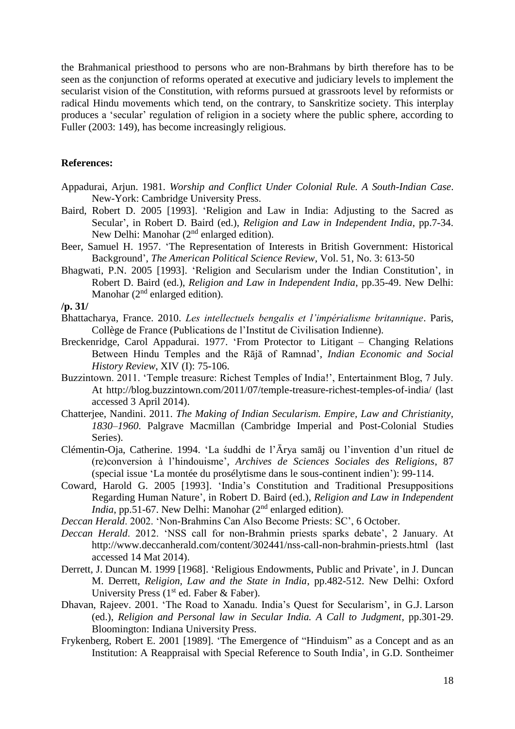the Brahmanical priesthood to persons who are non-Brahmans by birth therefore has to be seen as the conjunction of reforms operated at executive and judiciary levels to implement the secularist vision of the Constitution, with reforms pursued at grassroots level by reformists or radical Hindu movements which tend, on the contrary, to Sanskritize society. This interplay produces a 'secular' regulation of religion in a society where the public sphere, according to Fuller (2003: 149), has become increasingly religious.

**References:**

Appadurai, Arjun. 1981. *Worship and Conflict Under Colonial Rule. A South-Indian Case*. New-York: Cambridge University Press.

Baird, Robert D. 2005 [1993]. 'Religion and Law in India: Adjusting to the Sacred as Secular', in Robert D. Baird (ed.), *Religion and Law in Independent India*, pp.7-34. New Delhi: Manohar (2nd enlarged edition).

Beer, Samuel H. 1957. 'The Representation of Interests in British Government: Historical Background', *The American Political Science Review*, Vol. 51, No. 3: 613-50

Bhagwati, P.N. 2005 [1993]. 'Religion and Secularism under the Indian Constitution', in Robert D. Baird (ed.), *Religion and Law in Independent India*, pp.35-49. New Delhi: Manohar (2nd enlarged edition).

**/p. 31/**

Bhattacharya, France. 2010. *Les intellectuels bengalis et l'impérialisme britannique*. Paris, Collège de France (Publications de l'Institut de Civilisation Indienne).

Breckenridge, Carol Appadurai. 1977. 'From Protector to Litigant – Changing Relations Between Hindu Temples and the Rājā of Ramnad', *Indian Economic and Social History Review*, XIV (I): 75-106.

Buzzintown. 2011. 'Temple treasure: Richest Temples of India!', Entertainment Blog, 7 July. At http://blog.buzzintown.com/2011/07/temple-treasure-richest-temples-of-india/ (last accessed 3 April 2014).

Chatterjee, Nandini. 2011. *The Making of Indian Secularism. Empire, Law and Christianity, 1830–1960*. Palgrave Macmillan (Cambridge Imperial and Post-Colonial Studies Series).

Clémentin-Oja, Catherine. 1994. 'La śuddhi de l'Ārya samāj ou l'invention d'un rituel de (re)conversion à l'hindouisme', *Archives de Sciences Sociales des Religions*, 87 (special issue 'La montée du prosélytisme dans le sous-continent indien'): 99-114.

Coward, Harold G. 2005 [1993]. 'India's Constitution and Traditional Presuppositions Regarding Human Nature', in Robert D. Baird (ed.), *Religion and Law in Independent India*, pp.51-67. New Delhi: Manohar (2nd enlarged edition).

*Deccan Herald*. 2002. 'Non-Brahmins Can Also Become Priests: SC', 6 October.

*Deccan Herald*. 2012. 'NSS call for non-Brahmin priests sparks debate', 2 January. At http://www.deccanherald.com/content/302441/nss-call-non-brahmin-priests.html (last accessed 14 Mat 2014).

Derrett, J. Duncan M. 1999 [1968]. 'Religious Endowments, Public and Private', in J. Duncan M. Derrett, *Religion, Law and the State in India*, pp.482-512. New Delhi: Oxford University Press (1st ed. Faber & Faber).

Dhavan, Rajeev. 2001. 'The Road to Xanadu. India's Quest for Secularism', in G.J. Larson (ed.), *Religion and Personal law in Secular India. A Call to Judgment*, pp.301-29. Bloomington: Indiana University Press.

Frykenberg, Robert E. 2001 [1989]. 'The Emergence of "Hinduism" as a Concept and as an Institution: A Reappraisal with Special Reference to South India', in G.D. Sontheimer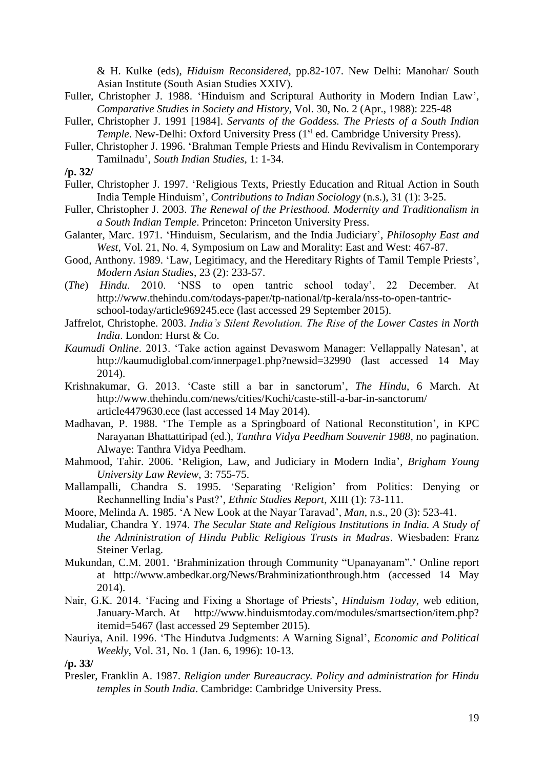& H. Kulke (eds), *Hiduism Reconsidered*, pp.82-107. New Delhi: Manohar/ South Asian Institute (South Asian Studies XXIV).

Fuller, Christopher J. 1988. 'Hinduism and Scriptural Authority in Modern Indian Law', *Comparative Studies in Society and History*, Vol. 30, No. 2 (Apr., 1988): 225-48

Fuller, Christopher J. 1991 [1984]. *Servants of the Goddess. The Priests of a South Indian Temple*. New-Delhi: Oxford University Press (1st ed. Cambridge University Press).

Fuller, Christopher J. 1996. 'Brahman Temple Priests and Hindu Revivalism in Contemporary Tamilnadu', *South Indian Studies*, 1: 1-34.

**/p. 32/**

Fuller, Christopher J. 1997. 'Religious Texts, Priestly Education and Ritual Action in South India Temple Hinduism', *Contributions to Indian Sociology* (n.s.), 31 (1): 3-25.

Fuller, Christopher J. 2003. *The Renewal of the Priesthood. Modernity and Traditionalism in a South Indian Temple*. Princeton: Princeton University Press.

Galanter, Marc. 1971. 'Hinduism, Secularism, and the India Judiciary', *Philosophy East and West*, Vol. 21, No. 4, Symposium on Law and Morality: East and West: 467-87.

Good, Anthony. 1989. 'Law, Legitimacy, and the Hereditary Rights of Tamil Temple Priests', *Modern Asian Studies*, 23 (2): 233-57.

(*The*) *Hindu*. 2010. 'NSS to open tantric school today', 22 December. At http://www.thehindu.com/todays-paper/tp-national/tp-kerala/nss-to-open-tantric-school-today/article969245.ece (last accessed 29 September 2015).

Jaffrelot, Christophe. 2003. *India's Silent Revolution. The Rise of the Lower Castes in North India*. London: Hurst & Co.

*Kaumudi Online*. 2013. 'Take action against Devaswom Manager: Vellappally Natesan', at http://kaumudiglobal.com/innerpage1.php?newsid=32990 (last accessed 14 May 2014).

Krishnakumar, G. 2013. 'Caste still a bar in sanctorum', *The Hindu*, 6 March. At http://www.thehindu.com/news/cities/Kochi/caste-still-a-bar-in-sanctorum/ article4479630.ece (last accessed 14 May 2014).

Madhavan, P. 1988. 'The Temple as a Springboard of National Reconstitution', in KPC Narayanan Bhattattiripad (ed.), *Tanthra Vidya Peedham Souvenir 1988*, no pagination. Alwaye: Tanthra Vidya Peedham.

Mahmood, Tahir. 2006. 'Religion, Law, and Judiciary in Modern India', *Brigham Young University Law Review*, 3: 755-75.

Mallampalli, Chandra S. 1995. 'Separating 'Religion' from Politics: Denying or Rechannelling India's Past?', *Ethnic Studies Report*, XIII (1): 73-111.

Moore, Melinda A. 1985. 'A New Look at the Nayar Taravad', *Man*, n.s., 20 (3): 523-41.

Mudaliar, Chandra Y. 1974. *The Secular State and Religious Institutions in India. A Study of the Administration of Hindu Public Religious Trusts in Madras*. Wiesbaden: Franz Steiner Verlag.

Mukundan, C.M. 2001. 'Brahminization through Community "Upanayanam".' Online report at http://www.ambedkar.org/News/Brahminizationthrough.htm (accessed 14 May 2014).

Nair, G.K. 2014. 'Facing and Fixing a Shortage of Priests', *Hinduism Today*, web edition, January-March. At http://www.hinduismtoday.com/modules/smartsection/item.php?itemid=5467 (last accessed 29 September 2015).

Nauriya, Anil. 1996. 'The Hindutva Judgments: A Warning Signal', *Economic and Political Weekly*, Vol. 31, No. 1 (Jan. 6, 1996): 10-13.

**/p. 33/**

Presler, Franklin A. 1987. *Religion under Bureaucracy. Policy and administration for Hindu temples in South India*. Cambridge: Cambridge University Press.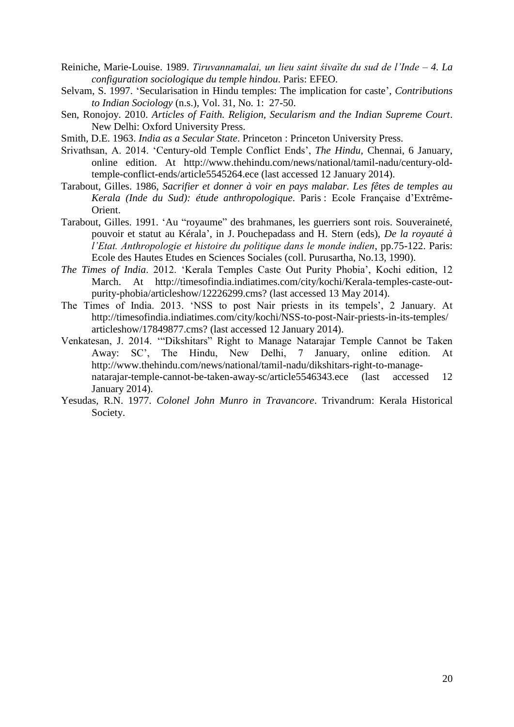Reiniche, Marie-Louise. 1989. *Tiruvannamalai, un lieu saint śivaïte du sud de l'Inde – 4. La configuration sociologique du temple hindou*. Paris: EFEO.

Selvam, S. 1997. 'Secularisation in Hindu temples: The implication for caste', *Contributions to Indian Sociology* (n.s.), Vol. 31, No. 1: 27-50.

Sen, Ronojoy. 2010. *Articles of Faith. Religion, Secularism and the Indian Supreme Court*. New Delhi: Oxford University Press.

Smith, D.E. 1963. *India as a Secular State*. Princeton : Princeton University Press.

Srivathsan, A. 2014. 'Century-old Temple Conflict Ends', *The Hindu*, Chennai, 6 January, online edition. At http://www.thehindu.com/news/national/tamil-nadu/century-old-temple-conflict-ends/article5545264.ece (last accessed 12 January 2014).

Tarabout, Gilles. 1986, *Sacrifier et donner à voir en pays malabar. Les fêtes de temples au Kerala (Inde du Sud): étude anthropologique*. Paris : Ecole Française d'Extrême-Orient.

Tarabout, Gilles. 1991. 'Au "royaume" des brahmanes, les guerriers sont rois. Souveraineté, pouvoir et statut au Kérala', in J. Pouchepadass and H. Stern (eds), *De la royauté à l'Etat. Anthropologie et histoire du politique dans le monde indien*, pp.75-122. Paris: Ecole des Hautes Etudes en Sciences Sociales (coll. Purusartha, No.13, 1990).

*The Times of India*. 2012. 'Kerala Temples Caste Out Purity Phobia', Kochi edition, 12 March. At http://timesofindia.indiatimes.com/city/kochi/Kerala-temples-caste-out-purity-phobia/articleshow/12226299.cms? (last accessed 13 May 2014).

The Times of India. 2013. 'NSS to post Nair priests in its tempels', 2 January. At http://timesofindia.indiatimes.com/city/kochi/NSS-to-post-Nair-priests-in-its-temples/articleshow/17849877.cms? (last accessed 12 January 2014).

Venkatesan, J. 2014. '"Dikshitars" Right to Manage Natarajar Temple Cannot be Taken Away: SC', The Hindu, New Delhi, 7 January, online edition. At http://www.thehindu.com/news/national/tamil-nadu/dikshitars-right-to-manage-natarajar-temple-cannot-be-taken-away-sc/article5546343.ece (last accessed 12 January 2014).

Yesudas, R.N. 1977. *Colonel John Munro in Travancore*. Trivandrum: Kerala Historical Society.